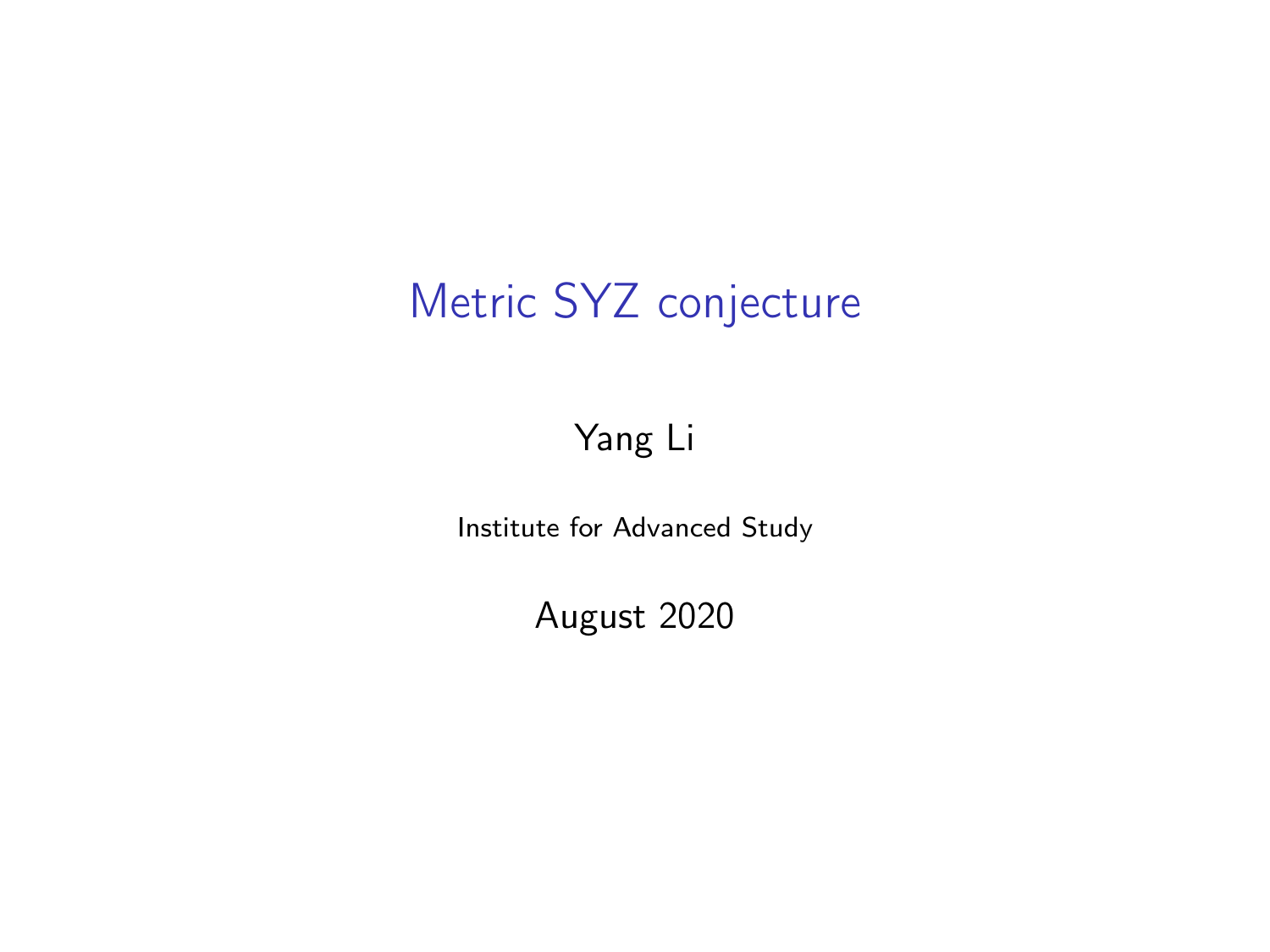# Metric SYZ conjecture

Yang Li

Institute for Advanced Study

August 2020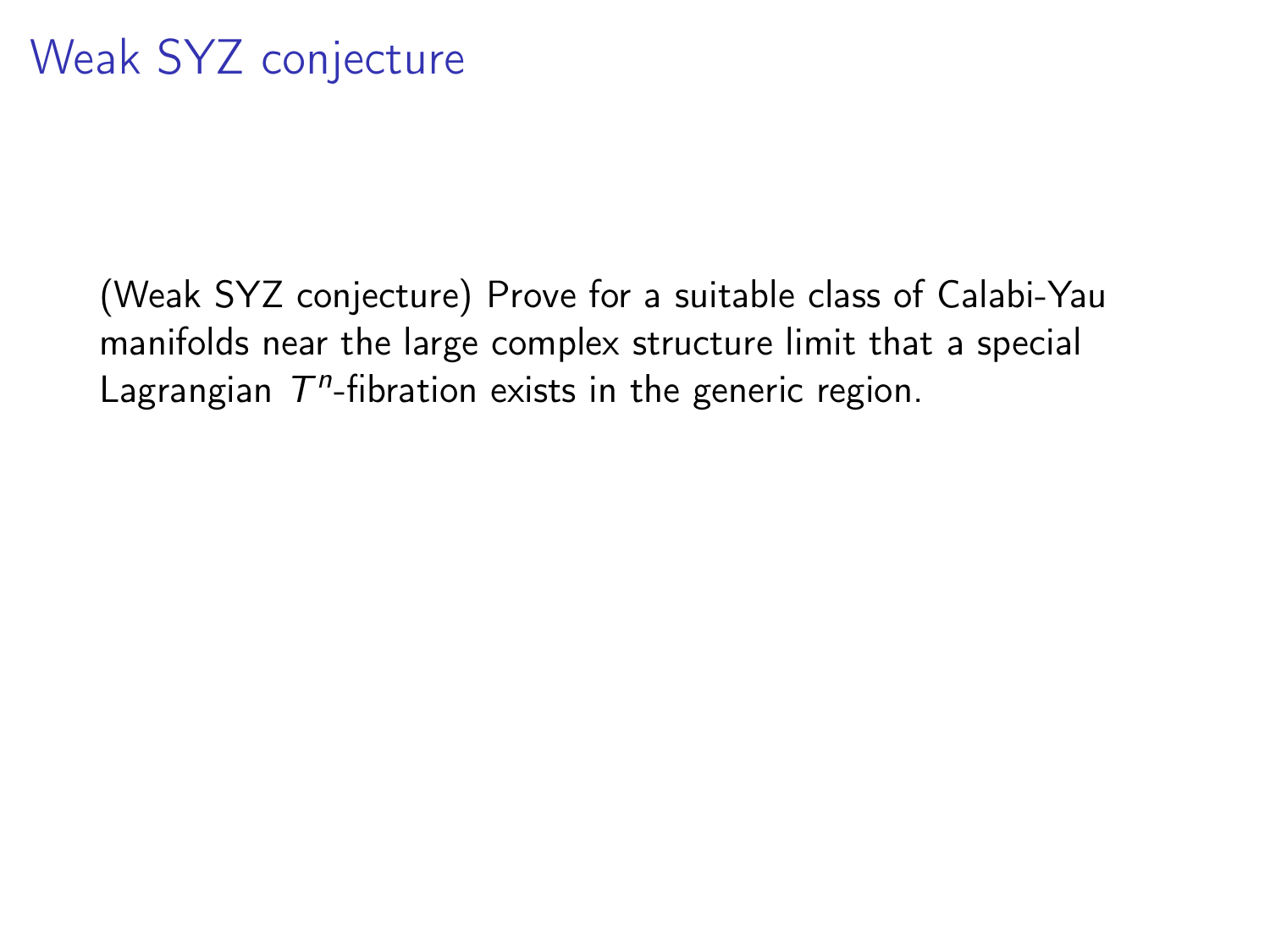# Weak SYZ conjecture

(Weak SYZ conjecture) Prove for a suitable class of Calabi-Yau manifolds near the large complex structure limit that a special Lagrangian $T^n$-fibration exists in the generic region.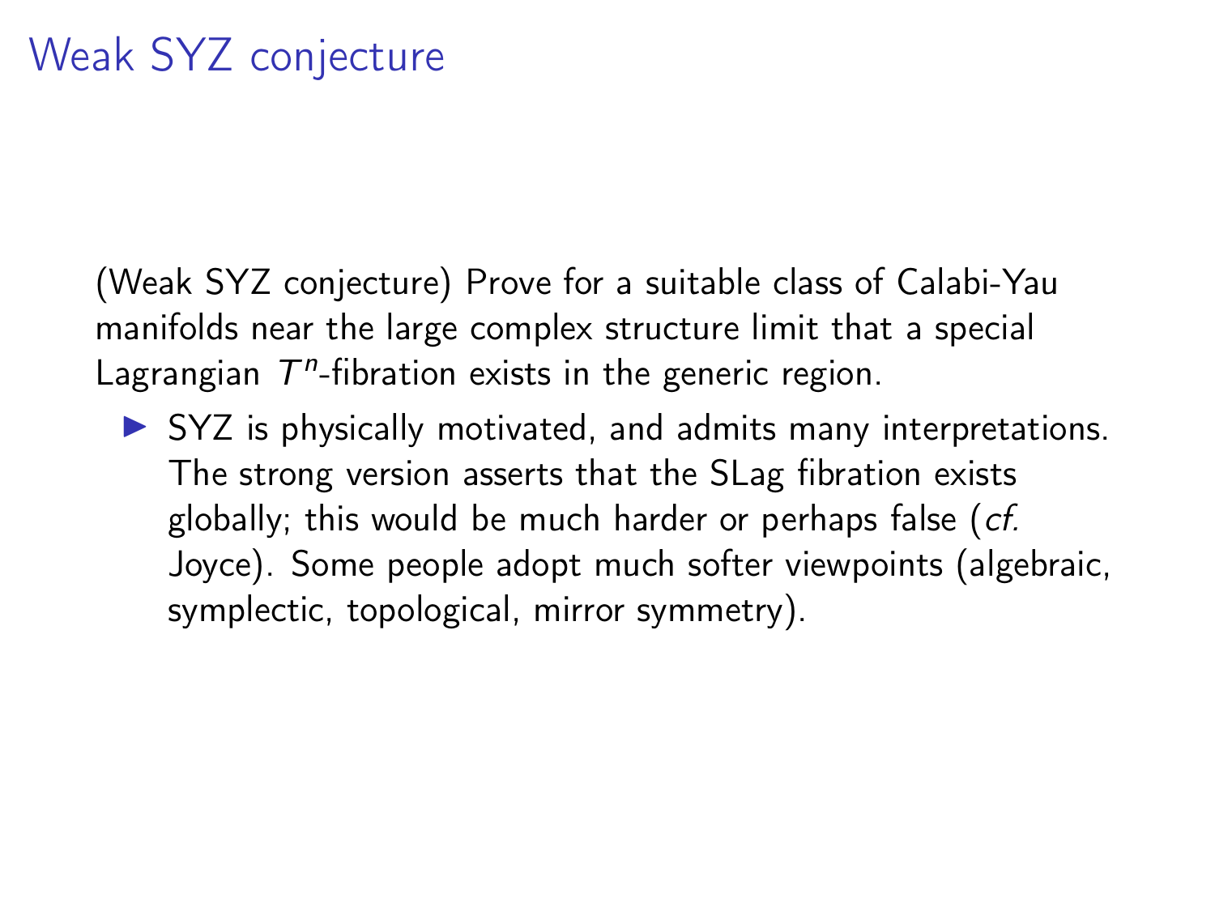# Weak SYZ conjecture

(Weak SYZ conjecture) Prove for a suitable class of Calabi-Yau manifolds near the large complex structure limit that a special Lagrangian $T^n$-fibration exists in the generic region.

- SYZ is physically motivated, and admits many interpretations. The strong version asserts that the SLag fibration exists globally; this would be much harder or perhaps false (*cf.* Joyce). Some people adopt much softer viewpoints (algebraic, symplectic, topological, mirror symmetry).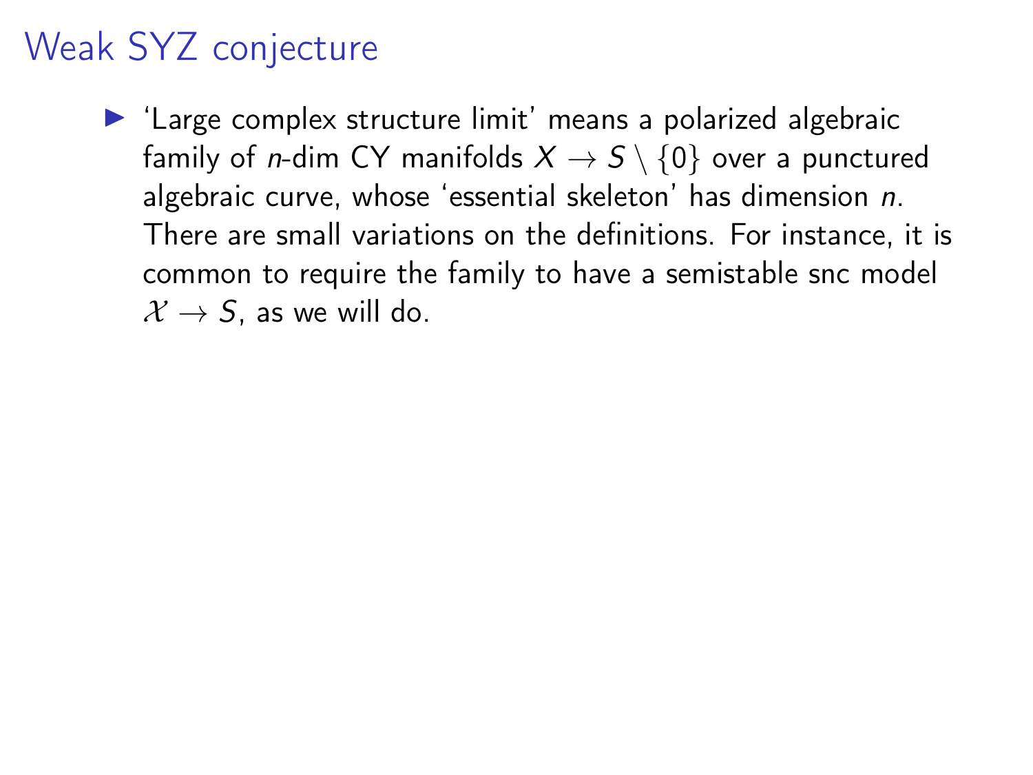# Weak SYZ conjecture

- 'Large complex structure limit' means a polarized algebraic family of $n$-dim CY manifolds $X \to S \setminus \{0\}$ over a punctured algebraic curve, whose 'essential skeleton' has dimension $n$. There are small variations on the definitions. For instance, it is common to require the family to have a semistable snc model $\mathcal{X} \to S$, as we will do.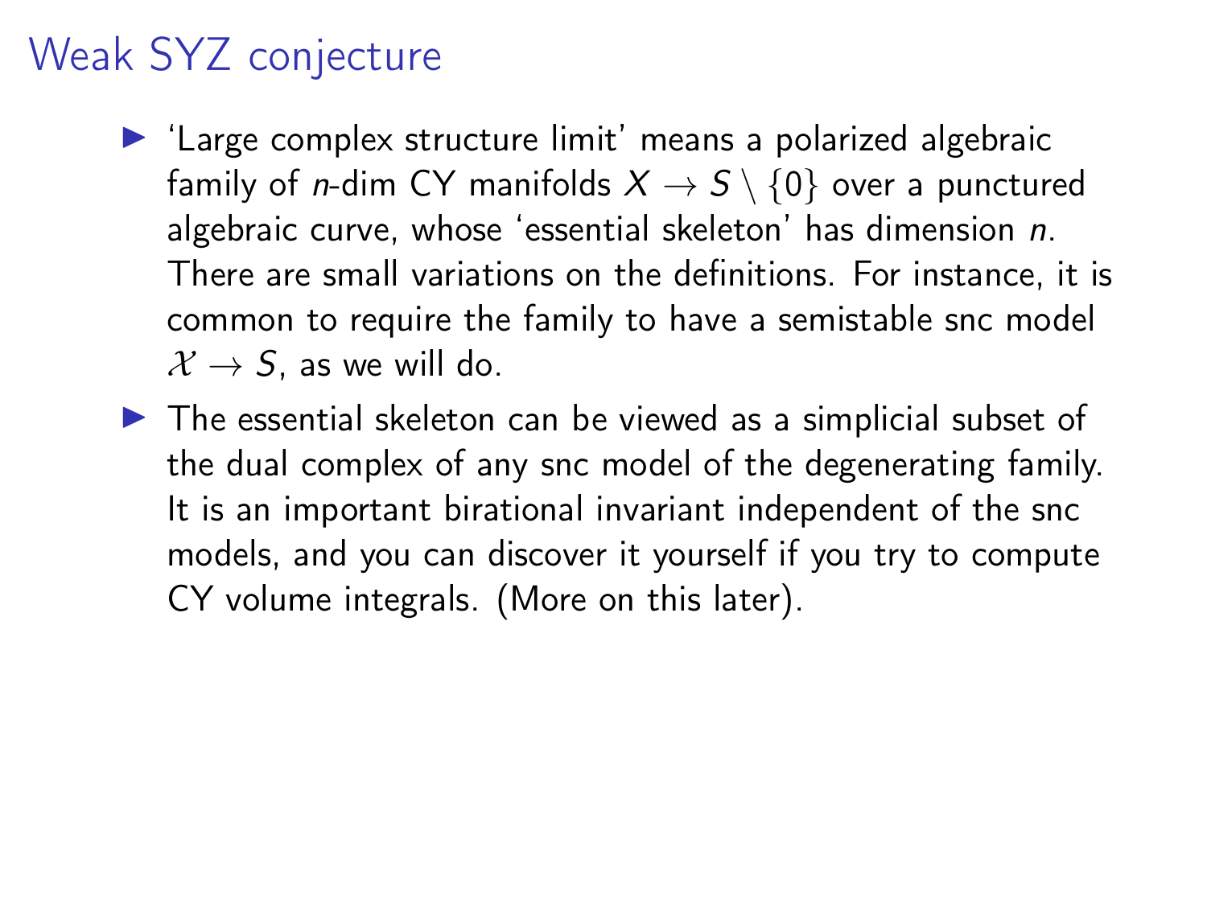# Weak SYZ conjecture

- 'Large complex structure limit' means a polarized algebraic family of $n$-dim CY manifolds $X \to S \setminus \{0\}$ over a punctured algebraic curve, whose 'essential skeleton' has dimension $n$. There are small variations on the definitions. For instance, it is common to require the family to have a semistable snc model $\mathcal{X} \to S$, as we will do.
- The essential skeleton can be viewed as a simplicial subset of the dual complex of any snc model of the degenerating family. It is an important birational invariant independent of the snc models, and you can discover it yourself if you try to compute CY volume integrals. (More on this later).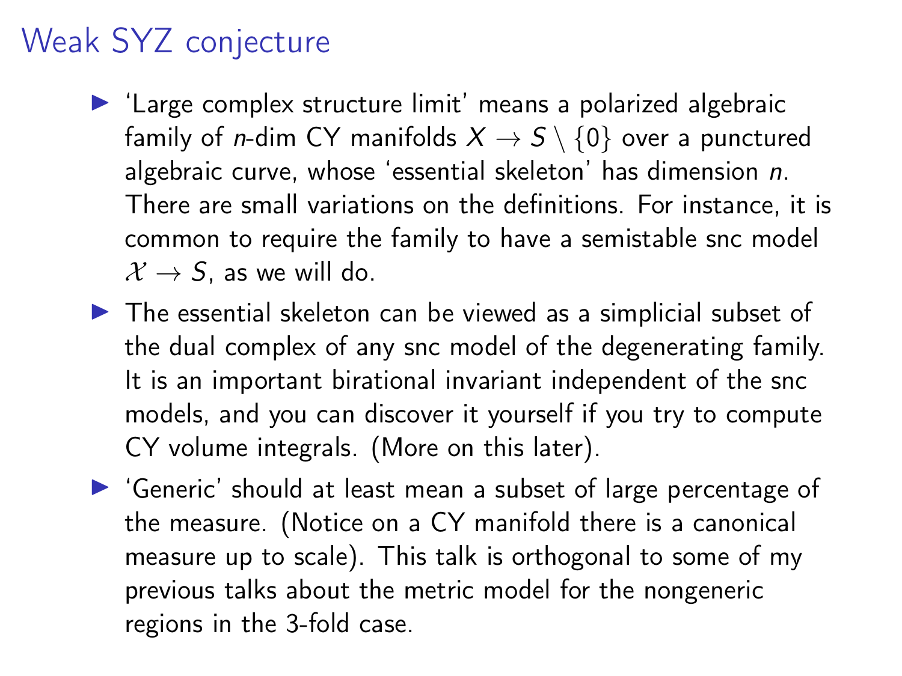# Weak SYZ conjecture

- 'Large complex structure limit' means a polarized algebraic family of $n$-dim CY manifolds $X \to S \setminus \{0\}$ over a punctured algebraic curve, whose 'essential skeleton' has dimension $n$. There are small variations on the definitions. For instance, it is common to require the family to have a semistable snc model $\mathcal{X} \to S$, as we will do.
- The essential skeleton can be viewed as a simplicial subset of the dual complex of any snc model of the degenerating family. It is an important birational invariant independent of the snc models, and you can discover it yourself if you try to compute CY volume integrals. (More on this later).
- 'Generic' should at least mean a subset of large percentage of the measure. (Notice on a CY manifold there is a canonical measure up to scale). This talk is orthogonal to some of my previous talks about the metric model for the nongeneric regions in the 3-fold case.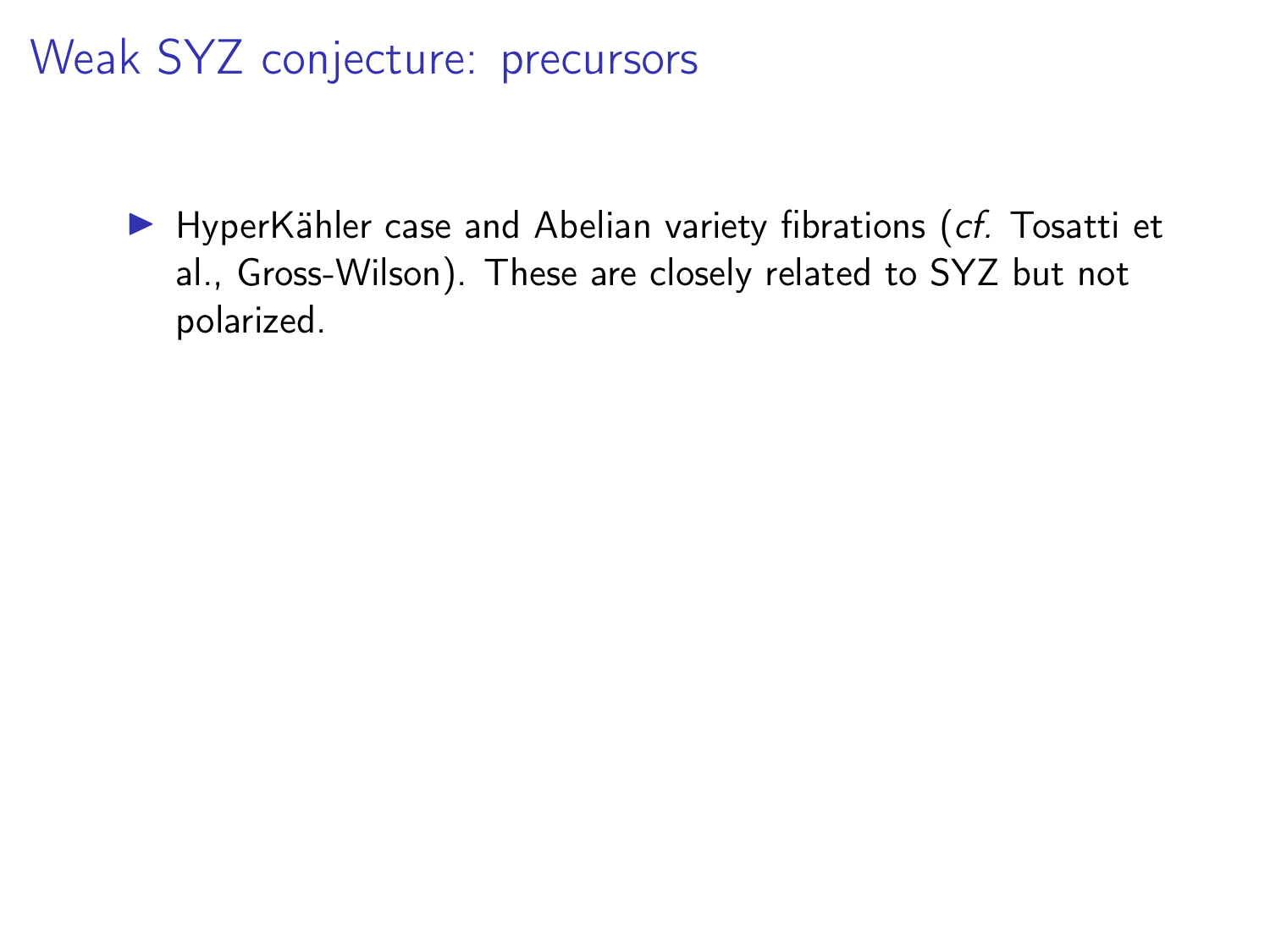# Weak SYZ conjecture: precursors

- HyperKähler case and Abelian variety fibrations (*cf.* Tosatti et al., Gross-Wilson). These are closely related to SYZ but not polarized.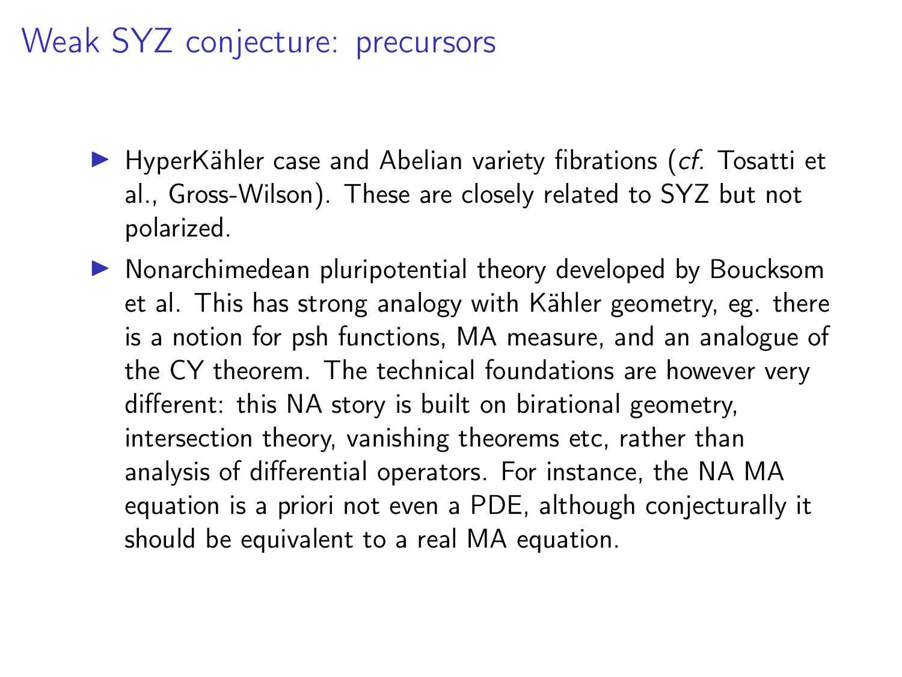# Weak SYZ conjecture: precursors

- HyperKähler case and Abelian variety fibrations (*cf.* Tosatti et al., Gross-Wilson). These are closely related to SYZ but not polarized.
- Nonarchimedean pluripotential theory developed by Boucksom et al. This has strong analogy with Kähler geometry, eg. there is a notion for psh functions, MA measure, and an analogue of the CY theorem. The technical foundations are however very different: this NA story is built on birational geometry, intersection theory, vanishing theorems etc, rather than analysis of differential operators. For instance, the NA MA equation is a priori not even a PDE, although conjecturally it should be equivalent to a real MA equation.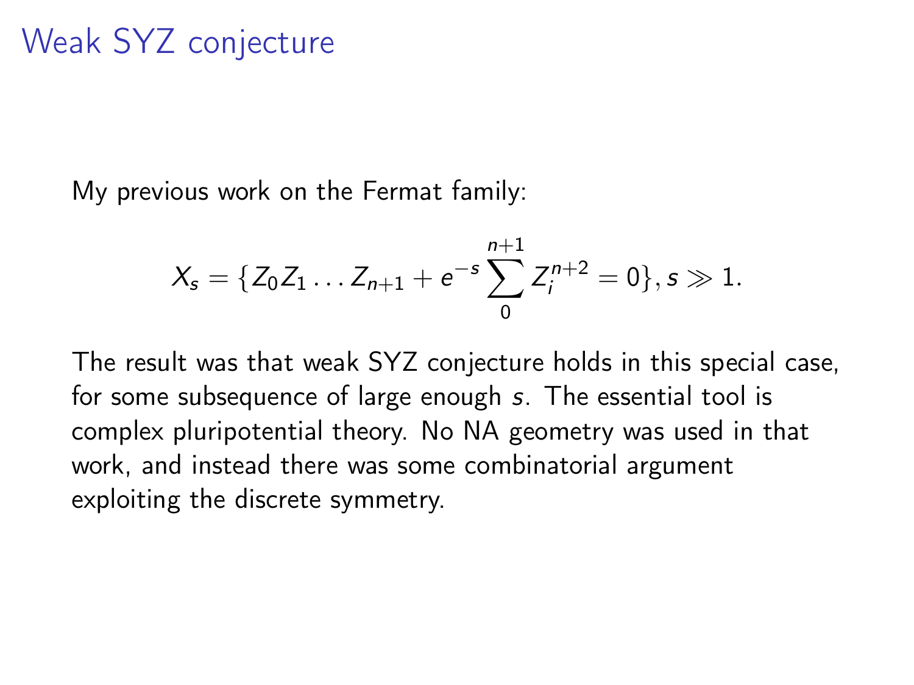# Weak SYZ conjecture

My previous work on the Fermat family:

$$X_s = \{Z_0 Z_1 \dots Z_{n+1} + e^{-s} \sum_0^{n+1} Z_i^{n+2} = 0\}, s \gg 1.$$

The result was that weak SYZ conjecture holds in this special case, for some subsequence of large enough $s$. The essential tool is complex pluripotential theory. No NA geometry was used in that work, and instead there was some combinatorial argument exploiting the discrete symmetry.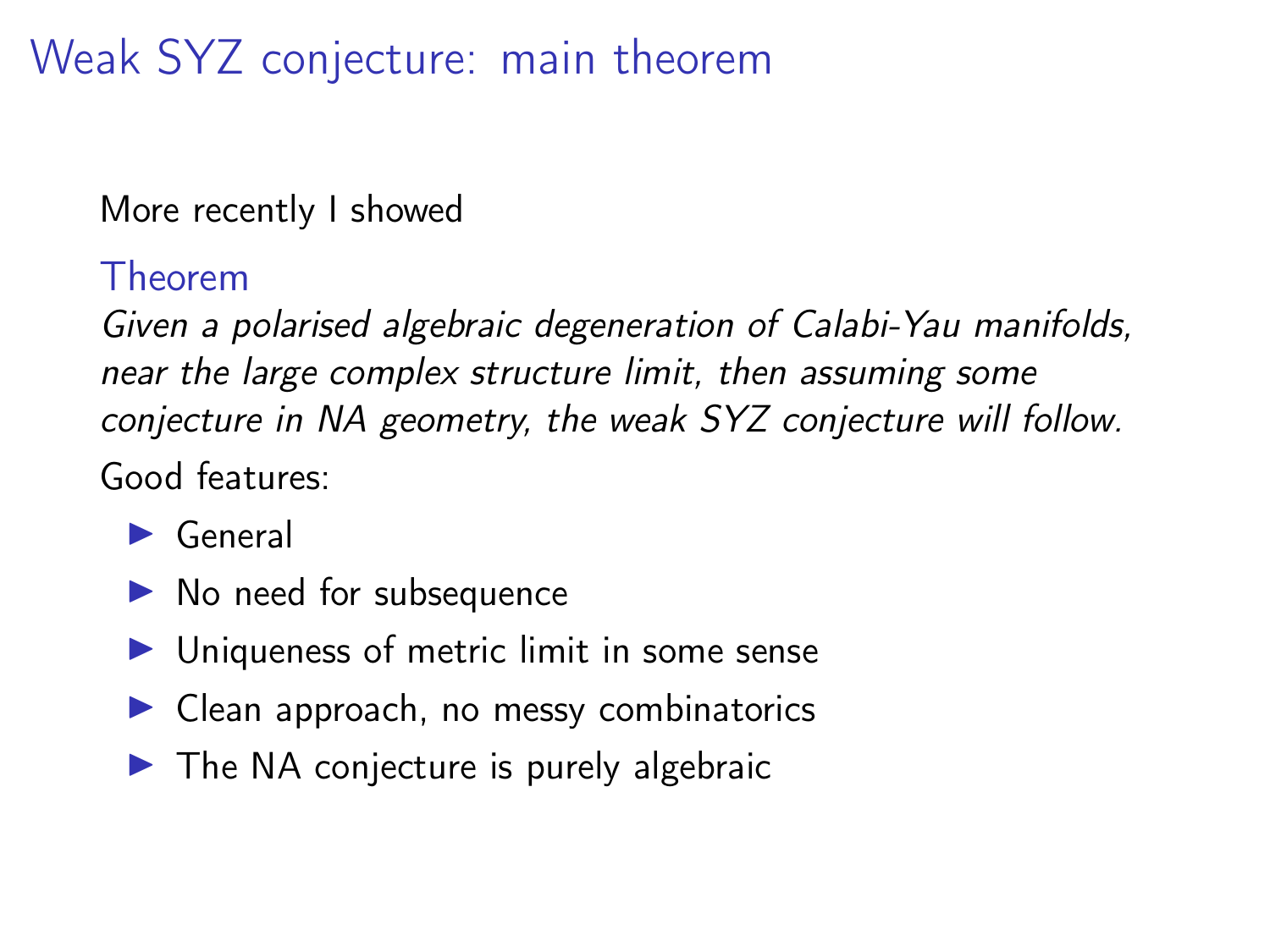# Weak SYZ conjecture: main theorem

More recently I showed

**Theorem**

*Given a polarised algebraic degeneration of Calabi-Yau manifolds, near the large complex structure limit, then assuming some conjecture in NA geometry, the weak SYZ conjecture will follow.*

Good features:

- General
- No need for subsequence
- Uniqueness of metric limit in some sense
- Clean approach, no messy combinatorics
- The NA conjecture is purely algebraic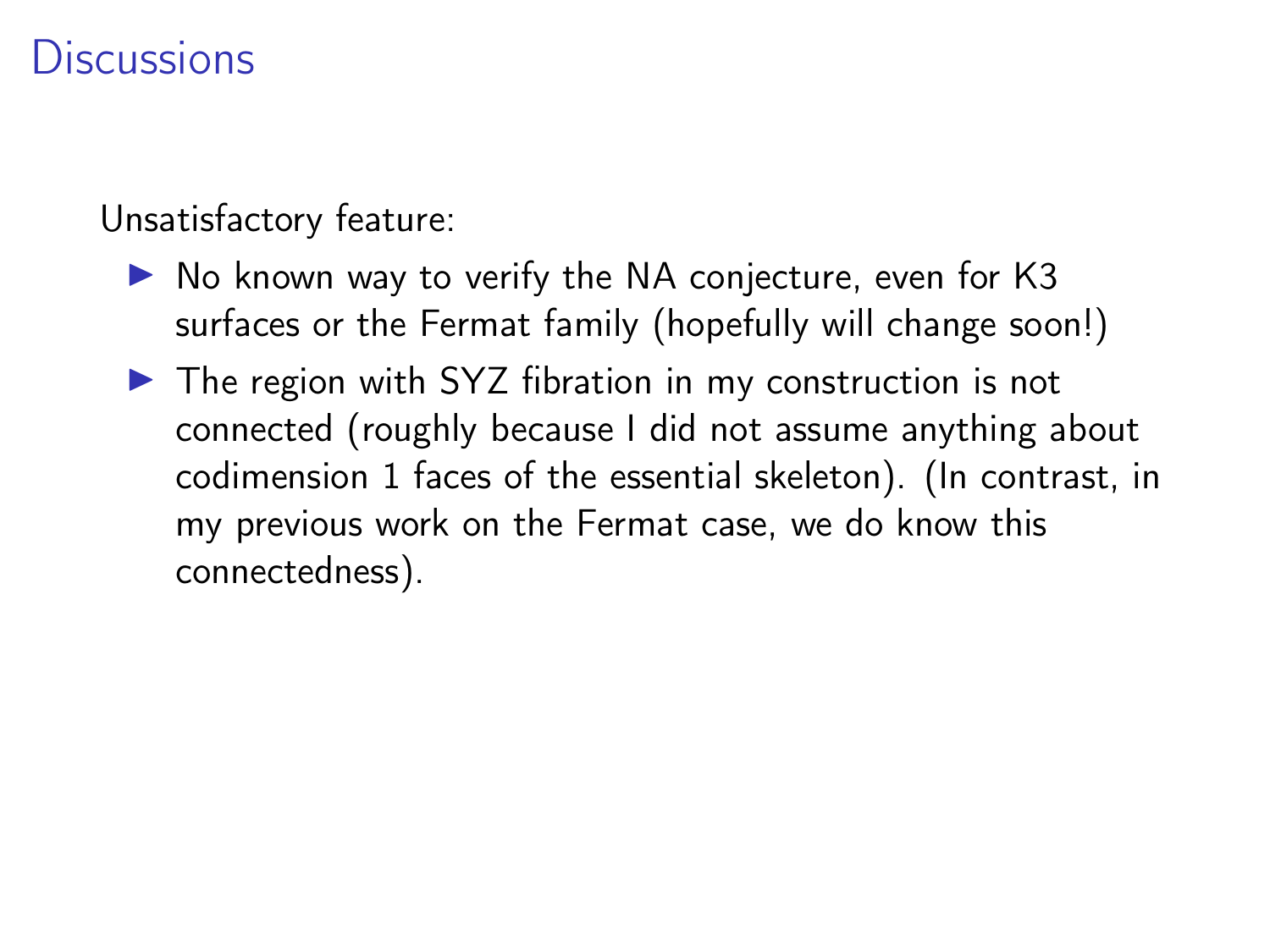# Discussions

Unsatisfactory feature:

- No known way to verify the NA conjecture, even for K3 surfaces or the Fermat family (hopefully will change soon!)
- The region with SYZ fibration in my construction is not connected (roughly because I did not assume anything about codimension 1 faces of the essential skeleton). (In contrast, in my previous work on the Fermat case, we do know this connectedness).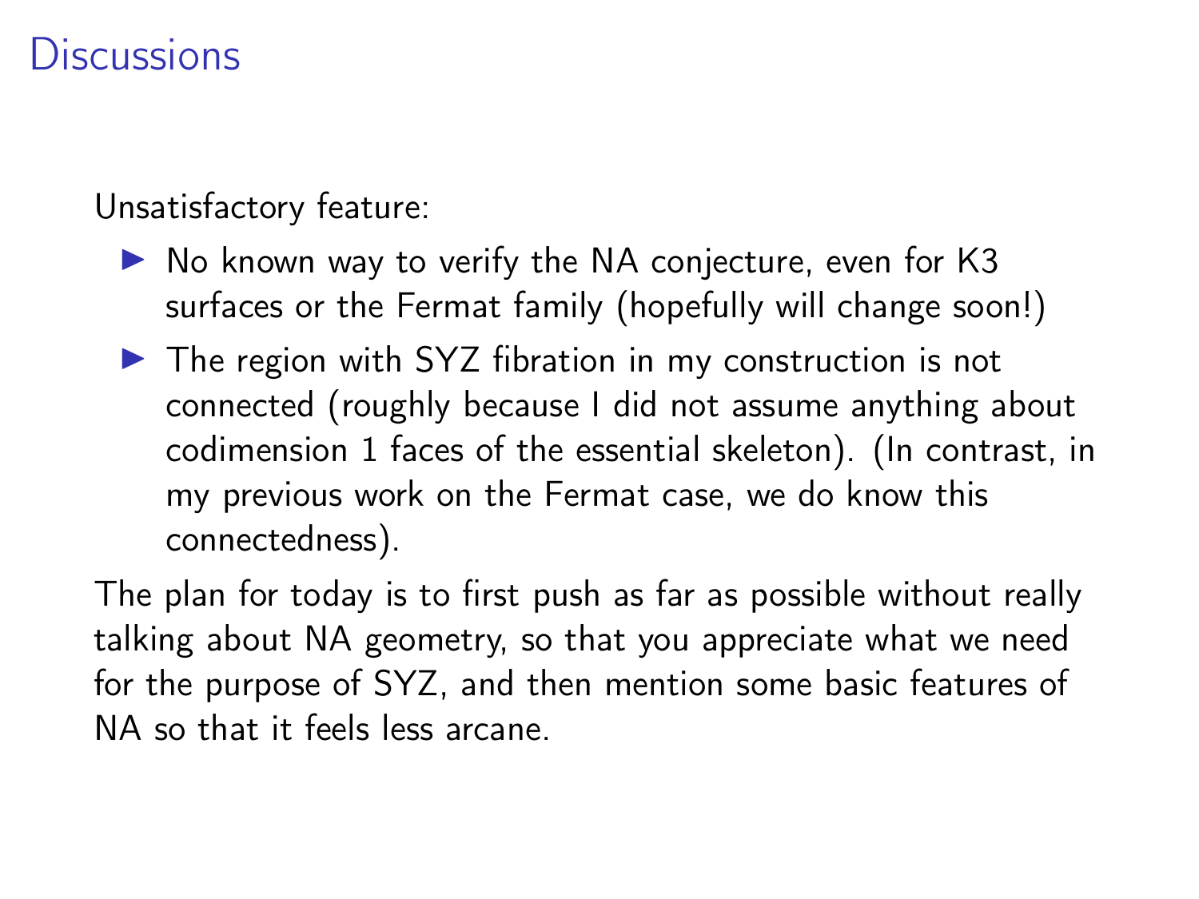# Discussions

Unsatisfactory feature:

- No known way to verify the NA conjecture, even for K3 surfaces or the Fermat family (hopefully will change soon!)
- The region with SYZ fibration in my construction is not connected (roughly because I did not assume anything about codimension 1 faces of the essential skeleton). (In contrast, in my previous work on the Fermat case, we do know this connectedness).

The plan for today is to first push as far as possible without really talking about NA geometry, so that you appreciate what we need for the purpose of SYZ, and then mention some basic features of NA so that it feels less arcane.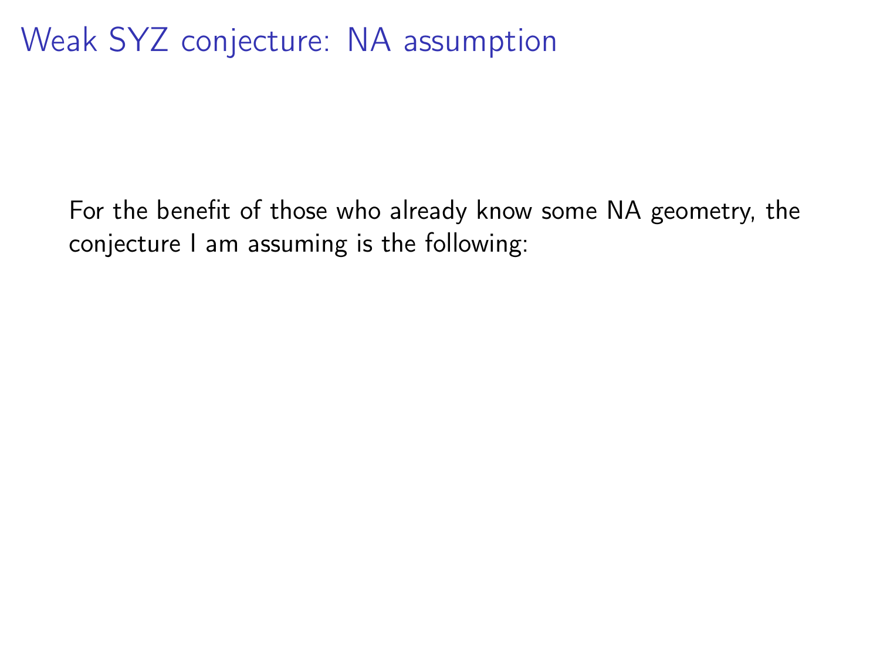# Weak SYZ conjecture: NA assumption

For the benefit of those who already know some NA geometry, the conjecture I am assuming is the following: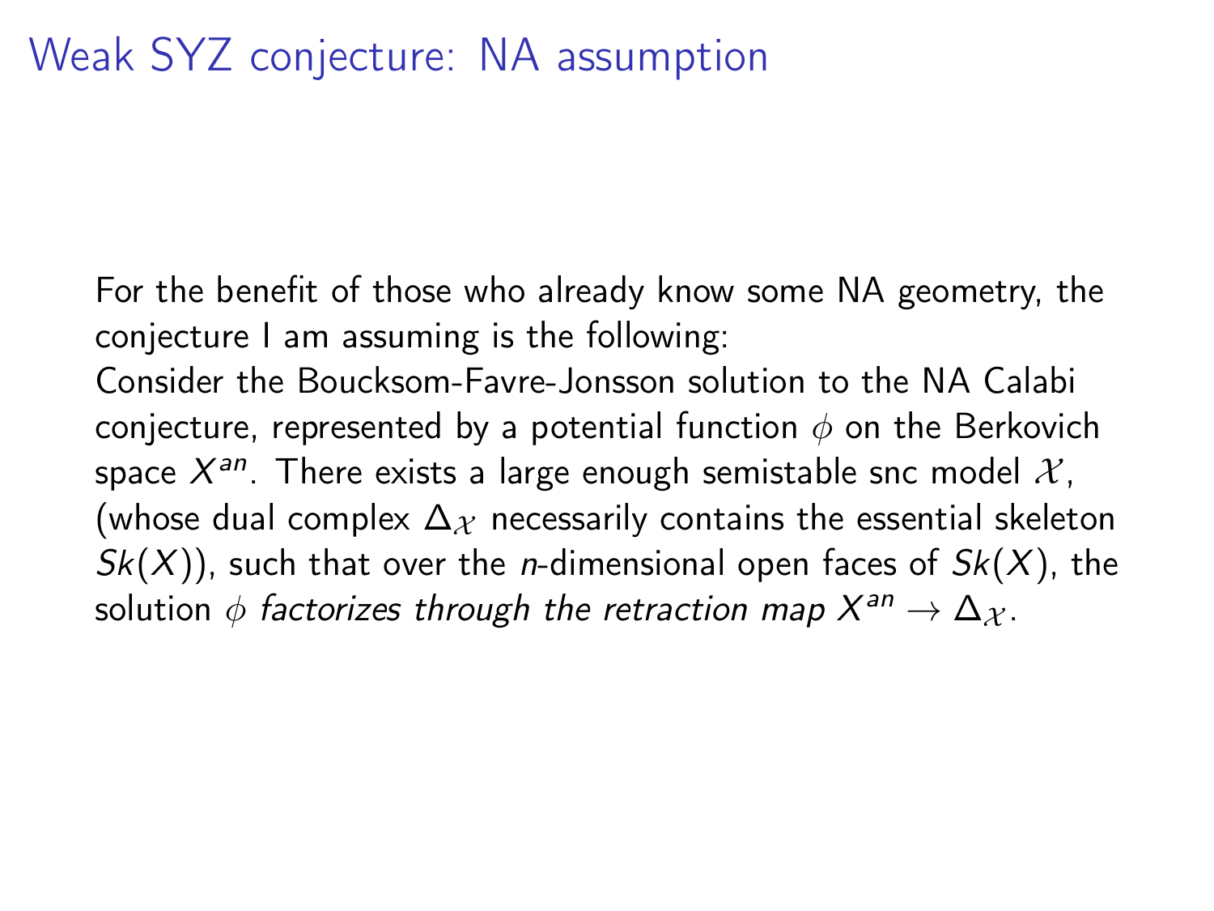# Weak SYZ conjecture: NA assumption

For the benefit of those who already know some NA geometry, the conjecture I am assuming is the following:

Consider the Boucksom-Favre-Jonsson solution to the NA Calabi conjecture, represented by a potential function $\phi$ on the Berkovich space $X^{an}$. There exists a large enough semistable snc model $\mathcal{X}$, (whose dual complex $\Delta_{\mathcal{X}}$ necessarily contains the essential skeleton $Sk(X)$), such that over the $n$-dimensional open faces of $Sk(X)$, the solution $\phi$ *factorizes through the retraction map* $X^{an} \to \Delta_{\mathcal{X}}$.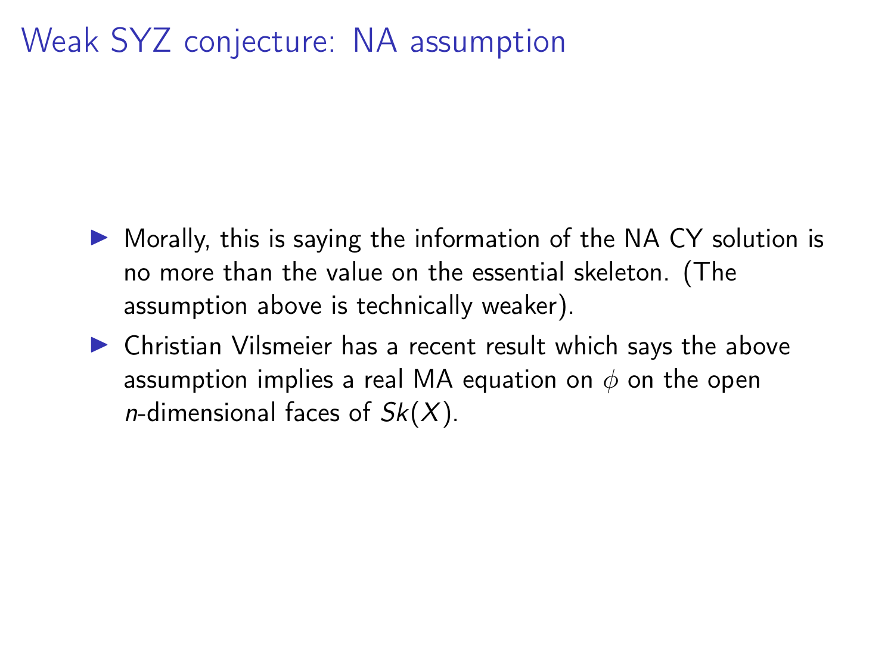# Weak SYZ conjecture: NA assumption

- Morally, this is saying the information of the NA CY solution is no more than the value on the essential skeleton. (The assumption above is technically weaker).
- Christian Vilsmeier has a recent result which says the above assumption implies a real MA equation on $\phi$ on the open $n$-dimensional faces of $Sk(X)$.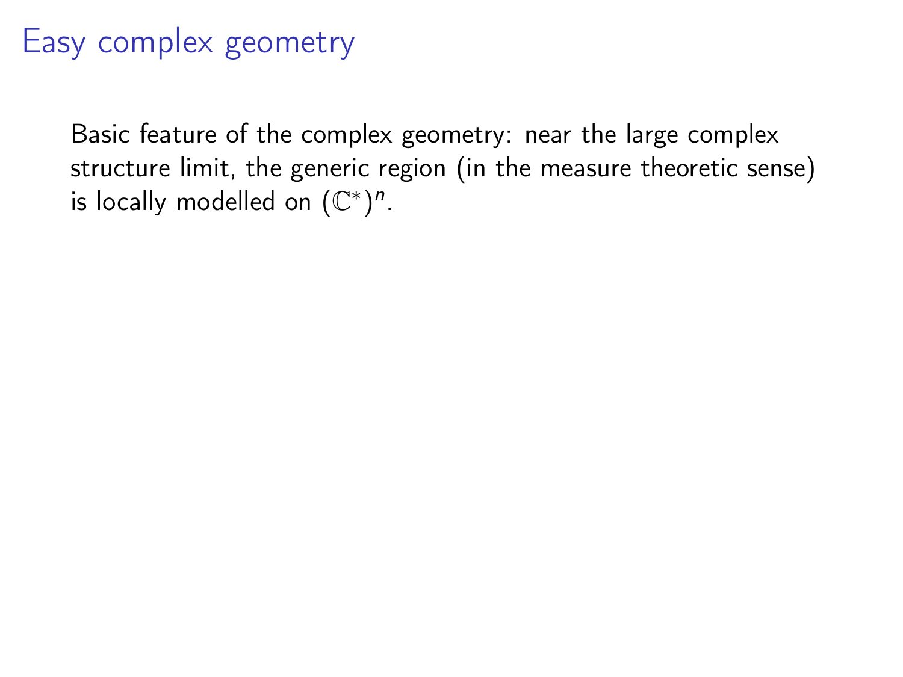# Easy complex geometry

Basic feature of the complex geometry: near the large complex structure limit, the generic region (in the measure theoretic sense) is locally modelled on $(\mathbb{C}^*)^n$.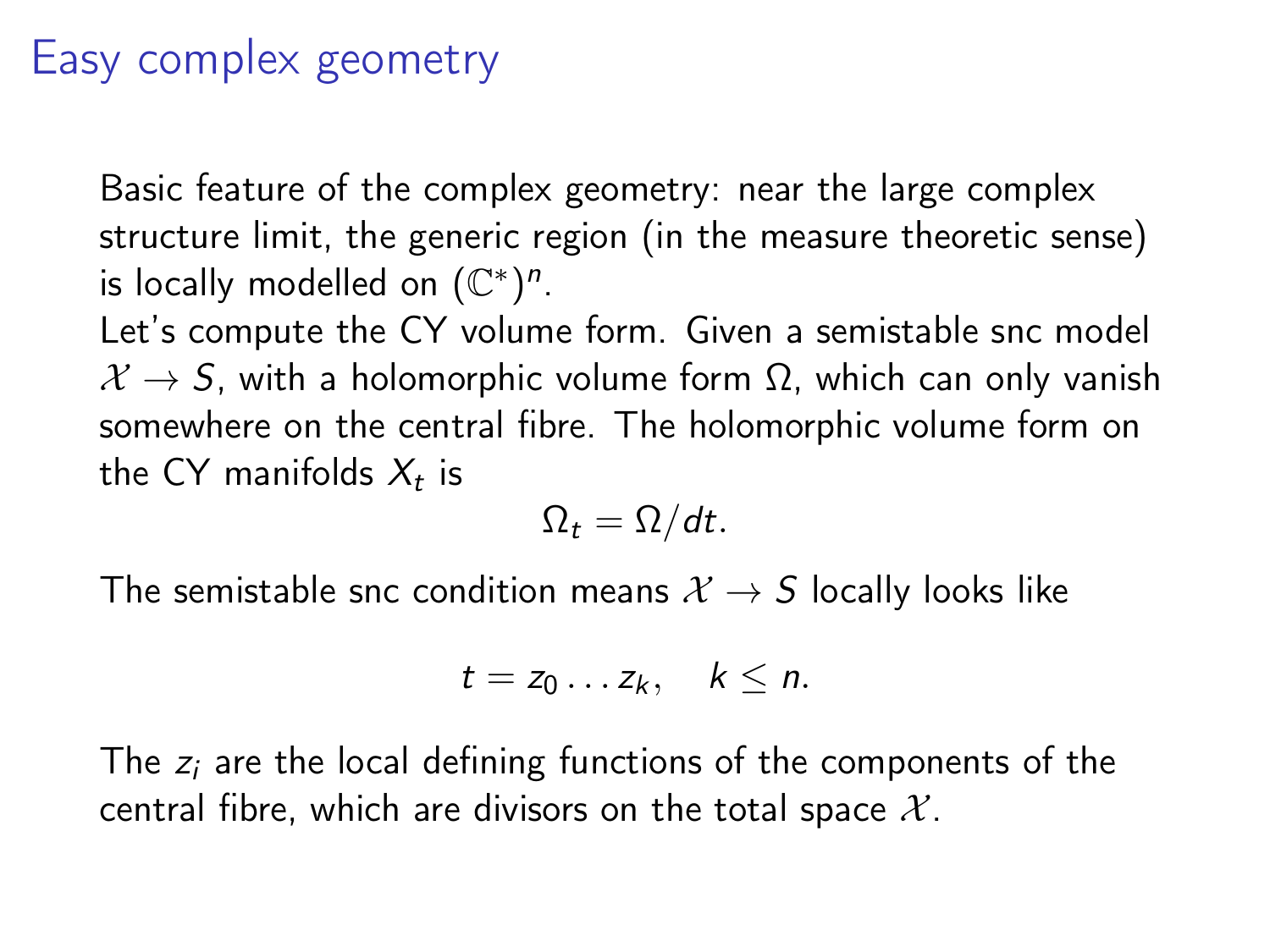# Easy complex geometry

Basic feature of the complex geometry: near the large complex structure limit, the generic region (in the measure theoretic sense) is locally modelled on $(\mathbb{C}^*)^n$.

Let's compute the CY volume form. Given a semistable snc model $\mathcal{X} \to S$, with a holomorphic volume form $\Omega$, which can only vanish somewhere on the central fibre. The holomorphic volume form on the CY manifolds $X_t$ is

$$\Omega_t = \Omega/dt.$$

The semistable snc condition means $\mathcal{X} \to S$ locally looks like

$$t = z_0 \dots z_k, \quad k \leq n.$$

The $z_i$ are the local defining functions of the components of the central fibre, which are divisors on the total space $\mathcal{X}$.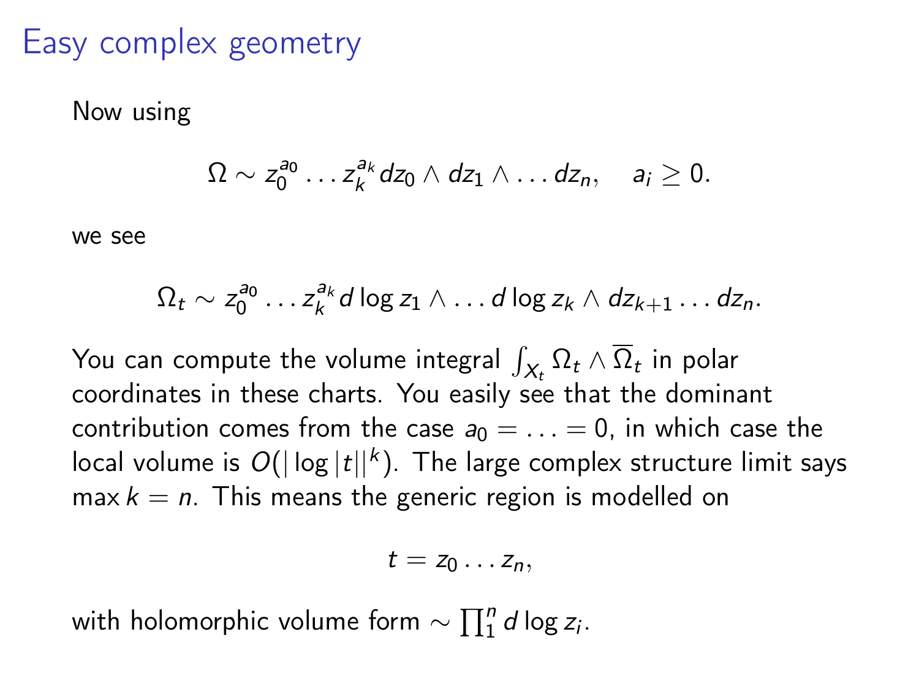# Easy complex geometry

Now using

$$\Omega \sim z_0^{a_0} \dots z_k^{a_k} dz_0 \wedge dz_1 \wedge \dots dz_n, \quad a_i \geq 0.$$

we see

$$\Omega_t \sim z_0^{a_0} \dots z_k^{a_k} d \log z_1 \wedge \dots d \log z_k \wedge dz_{k+1} \dots dz_n.$$

You can compute the volume integral $\int_{X_t} \Omega_t \wedge \overline{\Omega}_t$ in polar coordinates in these charts. You easily see that the dominant contribution comes from the case $a_0 = \ldots = 0$, in which case the local volume is $O(|\log|t||^k)$. The large complex structure limit says $\max k = n$. This means the generic region is modelled on

$$t = z_0 \dots z_n,$$

with holomorphic volume form $\sim \prod_1^n d \log z_i$.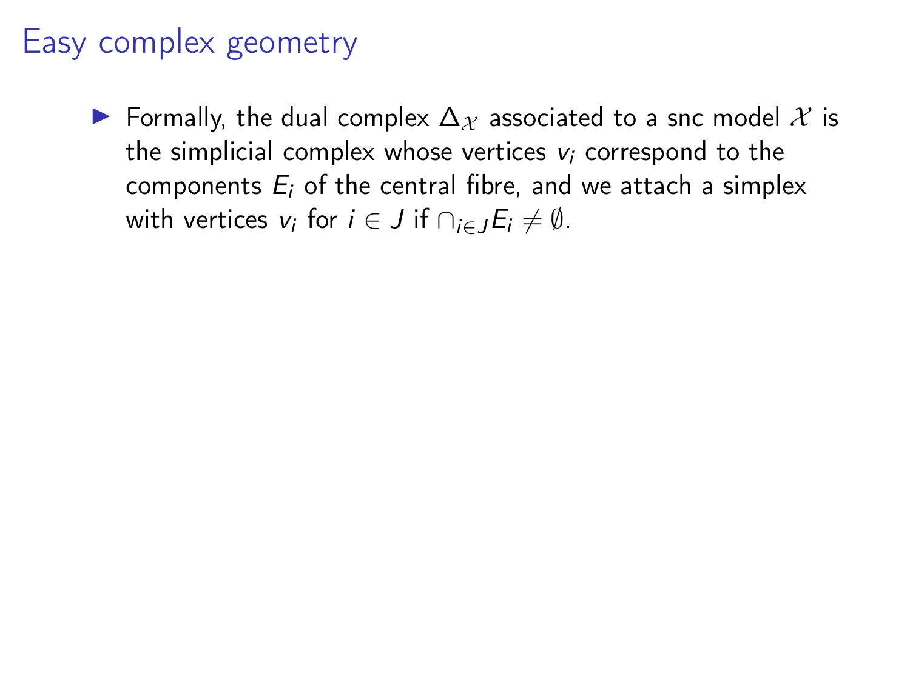# Easy complex geometry

- Formally, the dual complex $\Delta_{\mathcal{X}}$ associated to a snc model $\mathcal{X}$ is the simplicial complex whose vertices $v_i$ correspond to the components $E_i$ of the central fibre, and we attach a simplex with vertices $v_i$ for $i \in J$ if $\cap_{i \in J} E_i \neq \emptyset$.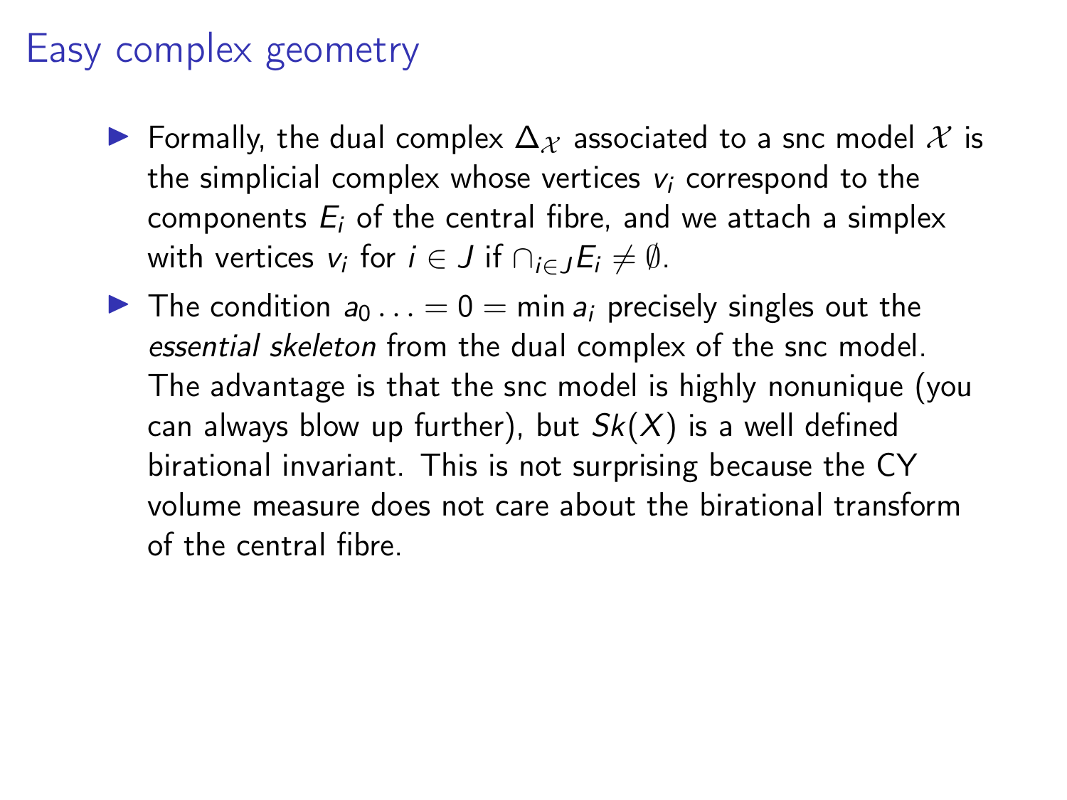# Easy complex geometry

- Formally, the dual complex $\Delta_{\mathcal{X}}$ associated to a snc model $\mathcal{X}$ is the simplicial complex whose vertices $v_i$ correspond to the components $E_i$ of the central fibre, and we attach a simplex with vertices $v_i$ for $i \in J$ if $\cap_{i \in J} E_i \neq \emptyset$.
- The condition $a_0 \ldots = 0 = \min a_i$ precisely singles out the *essential skeleton* from the dual complex of the snc model. The advantage is that the snc model is highly nonunique (you can always blow up further), but $Sk(X)$ is a well defined birational invariant. This is not surprising because the CY volume measure does not care about the birational transform of the central fibre.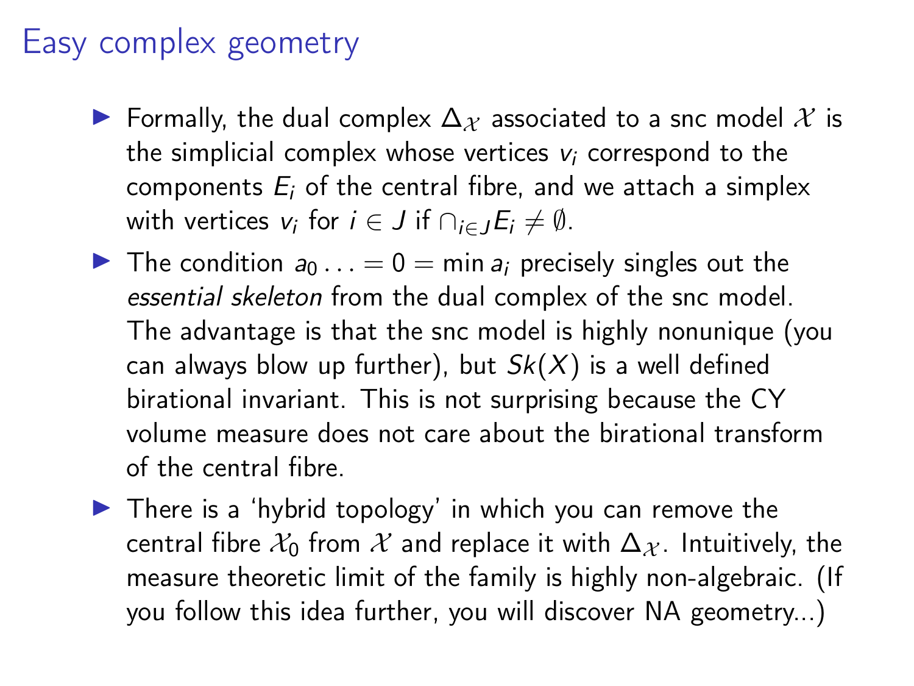# Easy complex geometry

- Formally, the dual complex $\Delta_{\mathcal{X}}$ associated to a snc model $\mathcal{X}$ is the simplicial complex whose vertices $v_i$ correspond to the components $E_i$ of the central fibre, and we attach a simplex with vertices $v_i$ for $i \in J$ if $\cap_{i \in J} E_i \neq \emptyset$.
- The condition $a_0 \ldots = 0 = \min a_i$ precisely singles out the *essential skeleton* from the dual complex of the snc model. The advantage is that the snc model is highly nonunique (you can always blow up further), but $Sk(X)$ is a well defined birational invariant. This is not surprising because the CY volume measure does not care about the birational transform of the central fibre.
- There is a 'hybrid topology' in which you can remove the central fibre $\mathcal{X}_0$ from $\mathcal{X}$ and replace it with $\Delta_{\mathcal{X}}$. Intuitively, the measure theoretic limit of the family is highly non-algebraic. (If you follow this idea further, you will discover NA geometry...)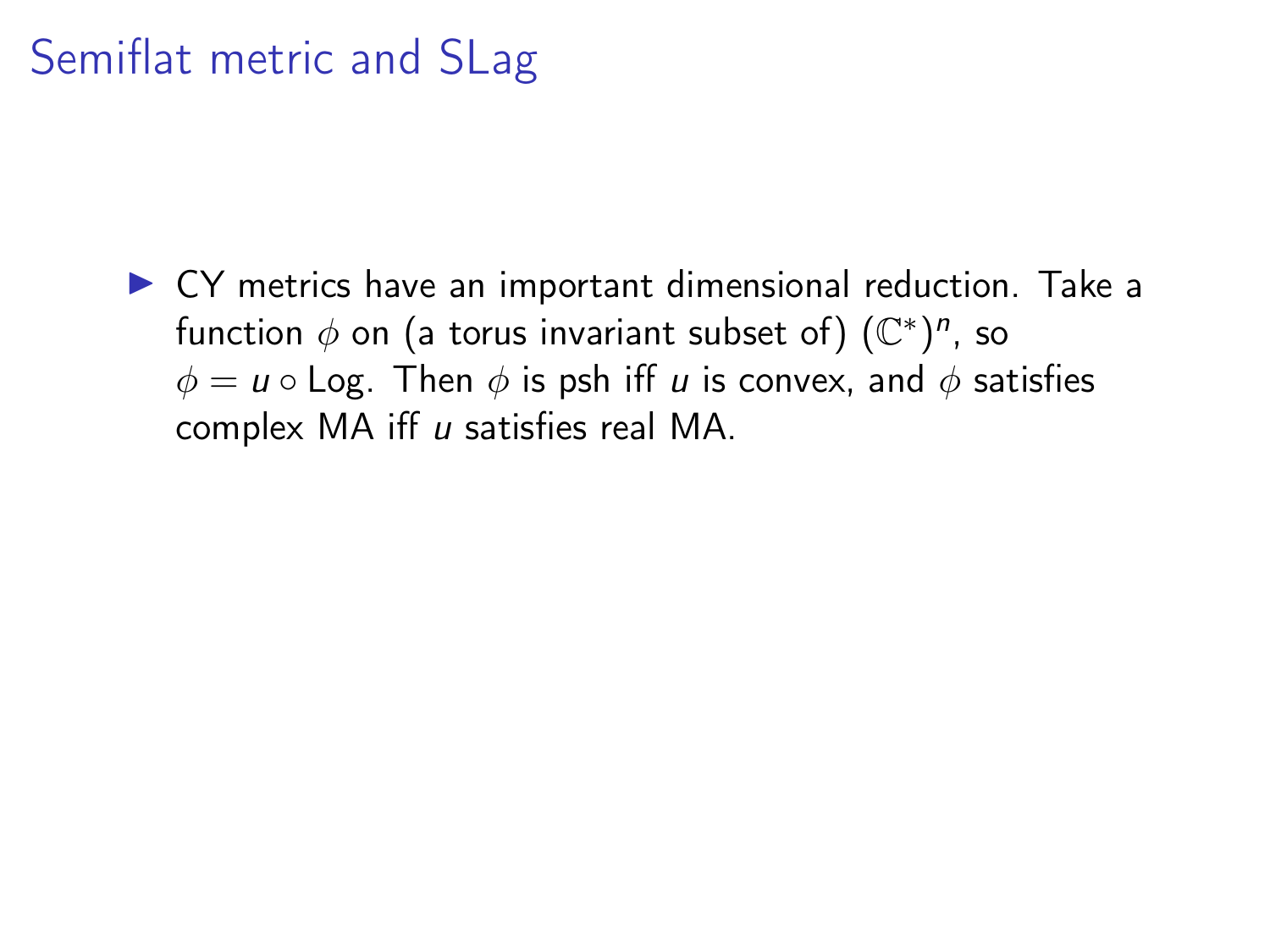# Semiflat metric and SLag

- CY metrics have an important dimensional reduction. Take a function $\phi$ on (a torus invariant subset of) $(\mathbb{C}^*)^n$, so $\phi = u \circ \mathrm{Log}$. Then $\phi$ is psh iff $u$ is convex, and $\phi$ satisfies complex MA iff $u$ satisfies real MA.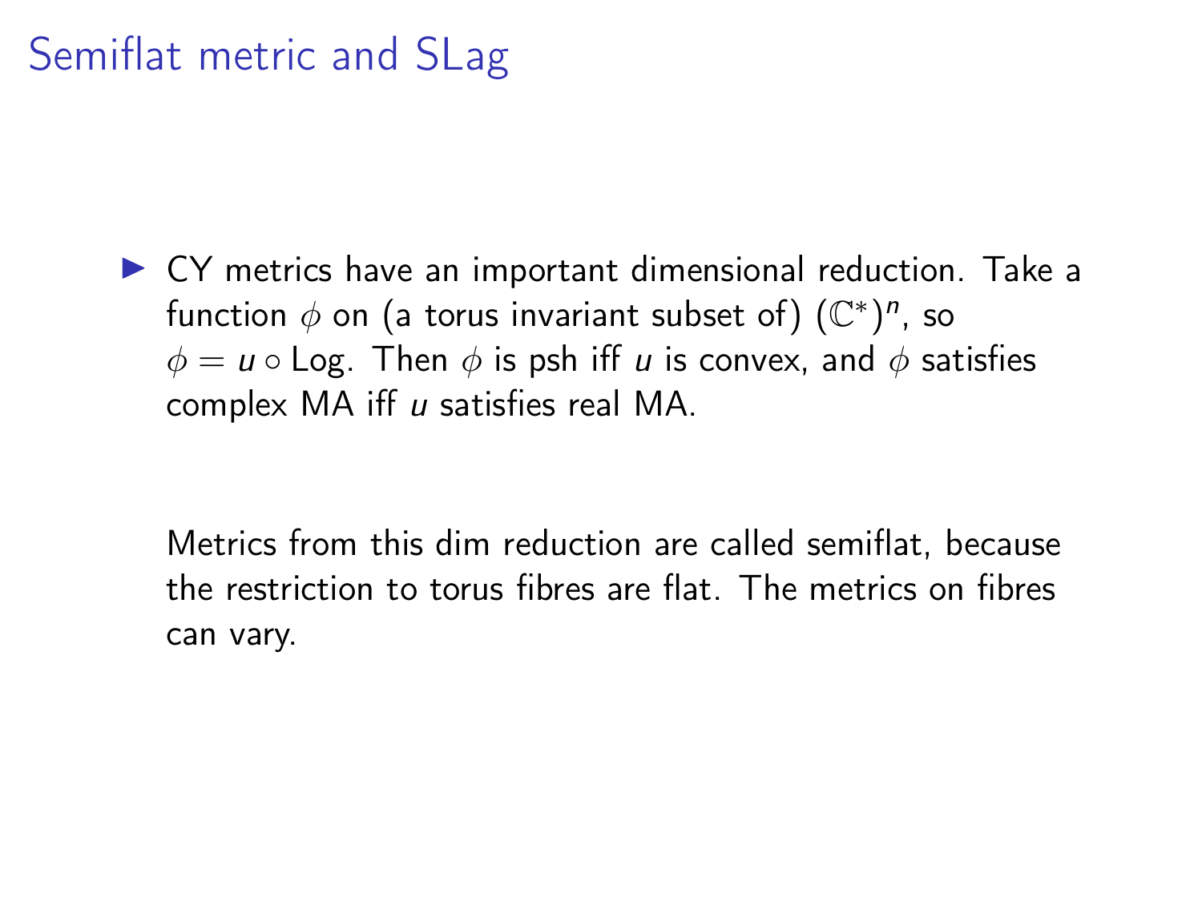# Semiflat metric and SLag

- CY metrics have an important dimensional reduction. Take a function $\phi$ on (a torus invariant subset of) $(\mathbb{C}^*)^n$, so $\phi = u \circ \mathrm{Log}$. Then $\phi$ is psh iff $u$ is convex, and $\phi$ satisfies complex MA iff $u$ satisfies real MA.

  Metrics from this dim reduction are called semiflat, because the restriction to torus fibres are flat. The metrics on fibres can vary.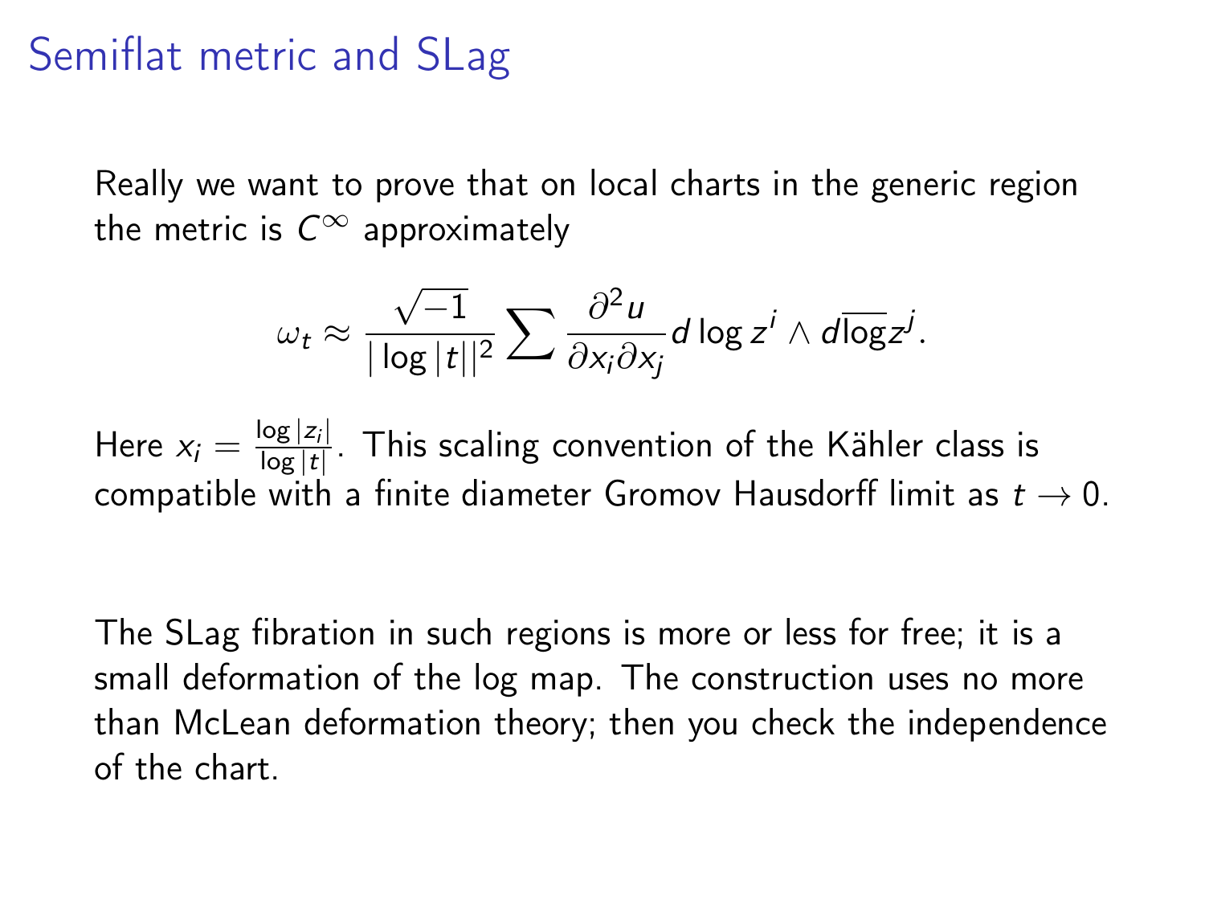# Semiflat metric and SLag

Really we want to prove that on local charts in the generic region the metric is $C^\infty$ approximately

$$\omega_t \approx \frac{\sqrt{-1}}{|\log|t||^2} \sum \frac{\partial^2 u}{\partial x_i \partial x_j} d\log z^i \wedge d\overline{\log} z^j.$$

Here $x_i = \frac{\log|z_i|}{\log|t|}$. This scaling convention of the Kähler class is compatible with a finite diameter Gromov Hausdorff limit as $t \to 0$.

The SLag fibration in such regions is more or less for free; it is a small deformation of the log map. The construction uses no more than McLean deformation theory; then you check the independence of the chart.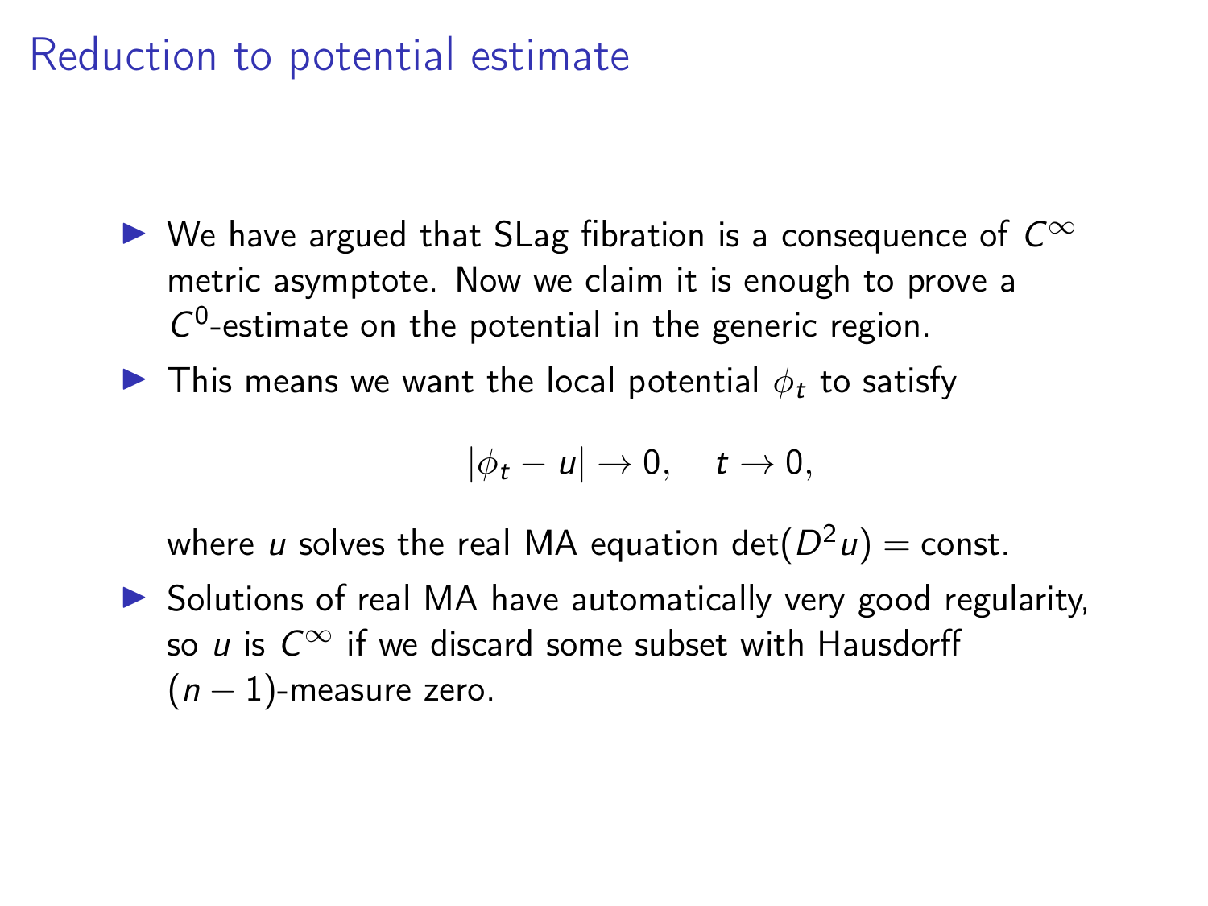# Reduction to potential estimate

- We have argued that SLag fibration is a consequence of $C^\infty$ metric asymptote. Now we claim it is enough to prove a $C^0$-estimate on the potential in the generic region.
- This means we want the local potential $\phi_t$ to satisfy

  $$|\phi_t - u| \to 0, \quad t \to 0,$$

  where $u$ solves the real MA equation $\det(D^2 u) = \text{const}$.
- Solutions of real MA have automatically very good regularity, so $u$ is $C^\infty$ if we discard some subset with Hausdorff $(n-1)$-measure zero.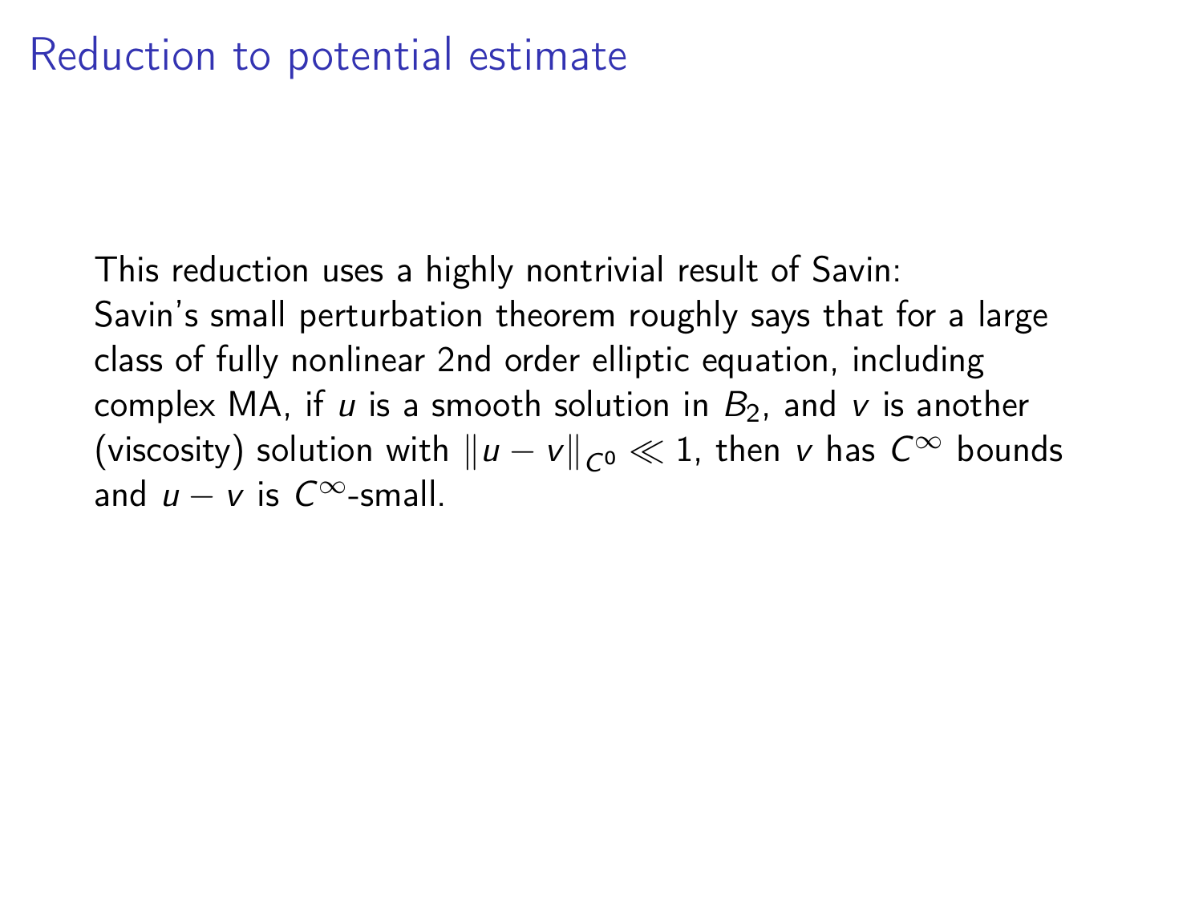# Reduction to potential estimate

This reduction uses a highly nontrivial result of Savin:
Savin's small perturbation theorem roughly says that for a large class of fully nonlinear 2nd order elliptic equation, including complex MA, if $u$ is a smooth solution in $B_2$, and $v$ is another (viscosity) solution with $\|u - v\|_{C^0} \ll 1$, then $v$ has $C^\infty$ bounds and $u - v$ is $C^\infty$-small.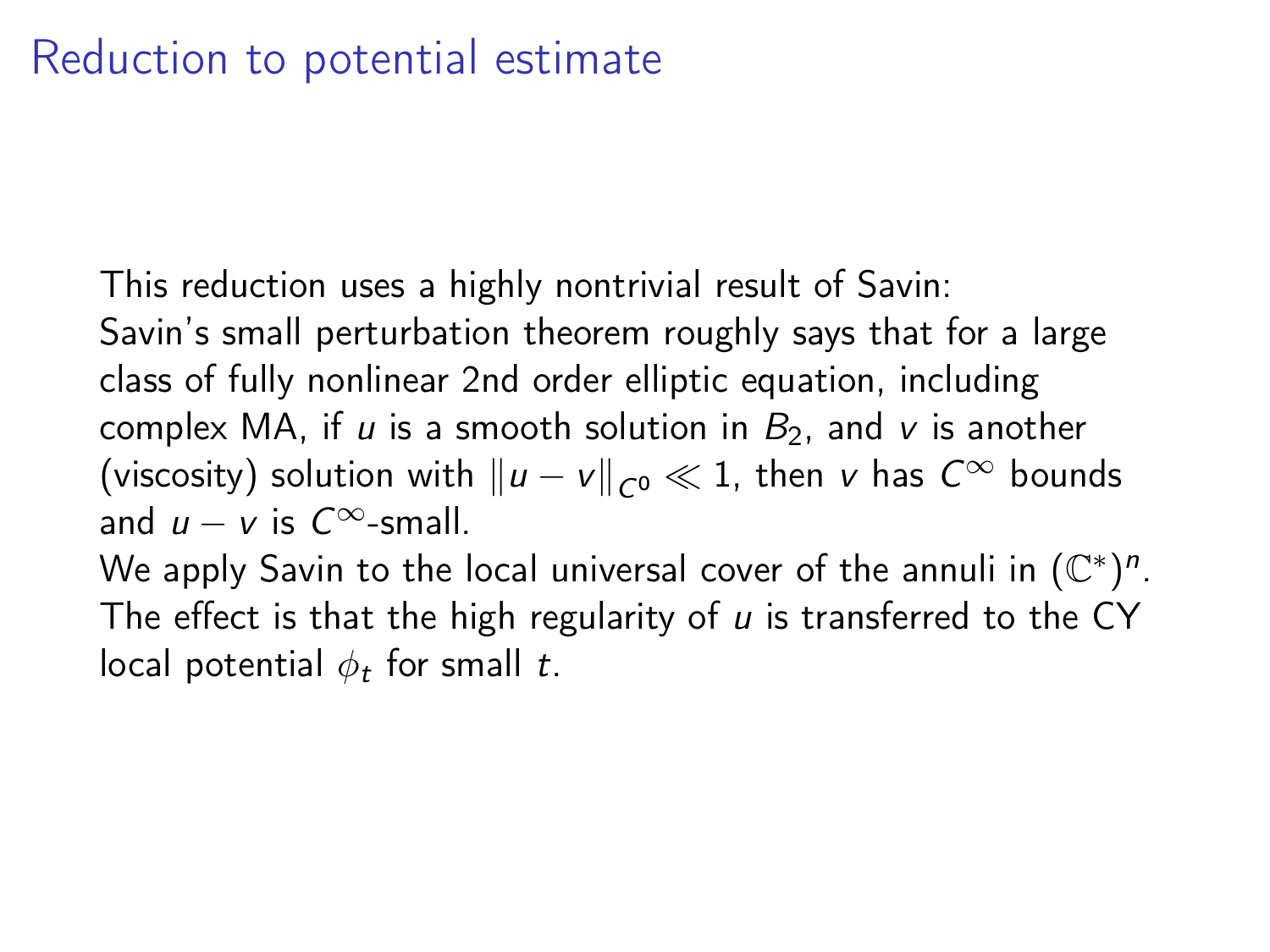# Reduction to potential estimate

This reduction uses a highly nontrivial result of Savin:
Savin's small perturbation theorem roughly says that for a large class of fully nonlinear 2nd order elliptic equation, including complex MA, if $u$ is a smooth solution in $B_2$, and $v$ is another (viscosity) solution with $\|u - v\|_{C^0} \ll 1$, then $v$ has $C^\infty$ bounds and $u - v$ is $C^\infty$-small.
We apply Savin to the local universal cover of the annuli in $(\mathbb{C}^*)^n$. The effect is that the high regularity of $u$ is transferred to the CY local potential $\phi_t$ for small $t$.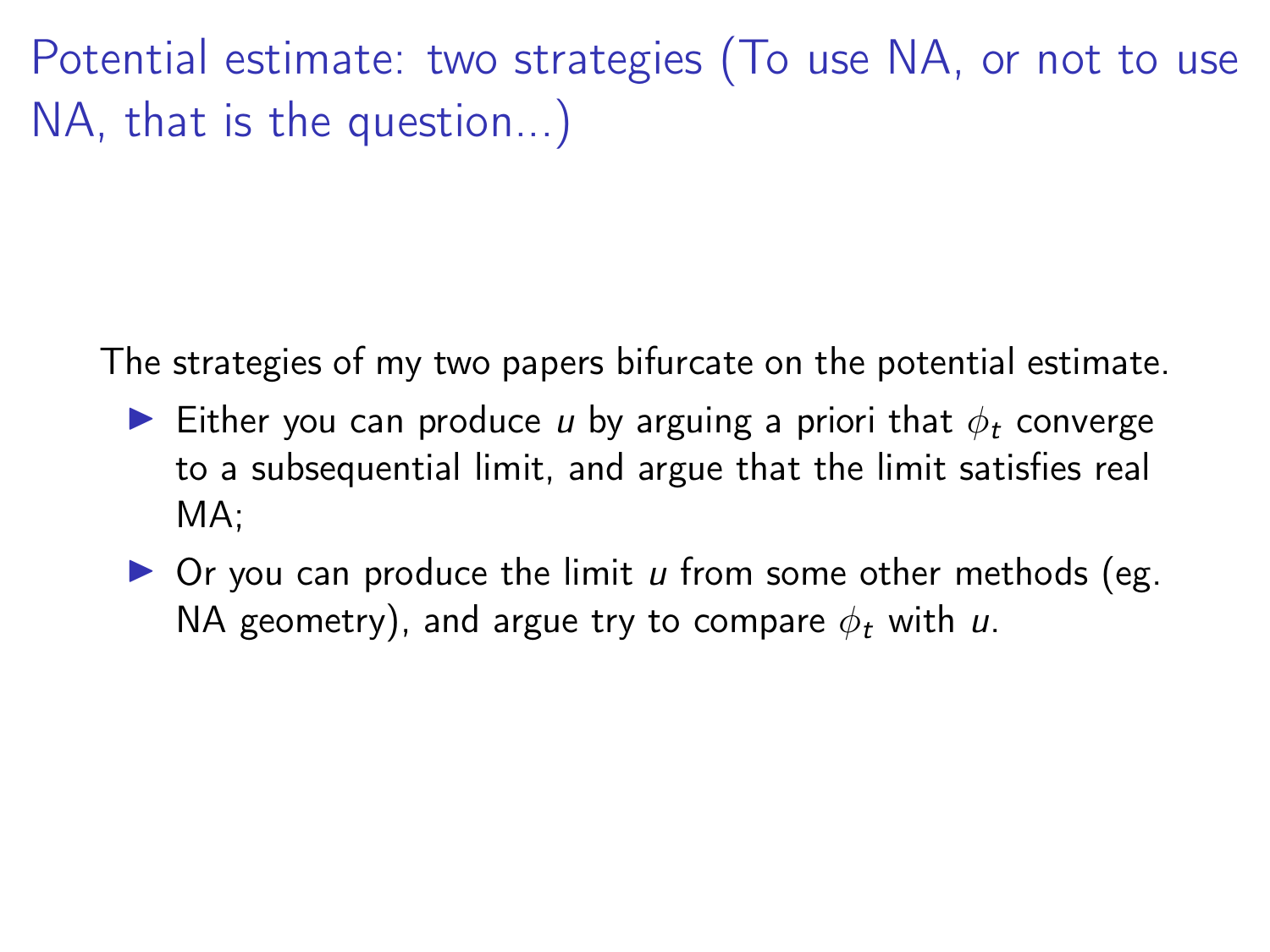# Potential estimate: two strategies (To use NA, or not to use NA, that is the question...)

The strategies of my two papers bifurcate on the potential estimate.

- Either you can produce $u$ by arguing a priori that $\phi_t$ converge to a subsequential limit, and argue that the limit satisfies real MA;
- Or you can produce the limit $u$ from some other methods (eg. NA geometry), and argue try to compare $\phi_t$ with $u$.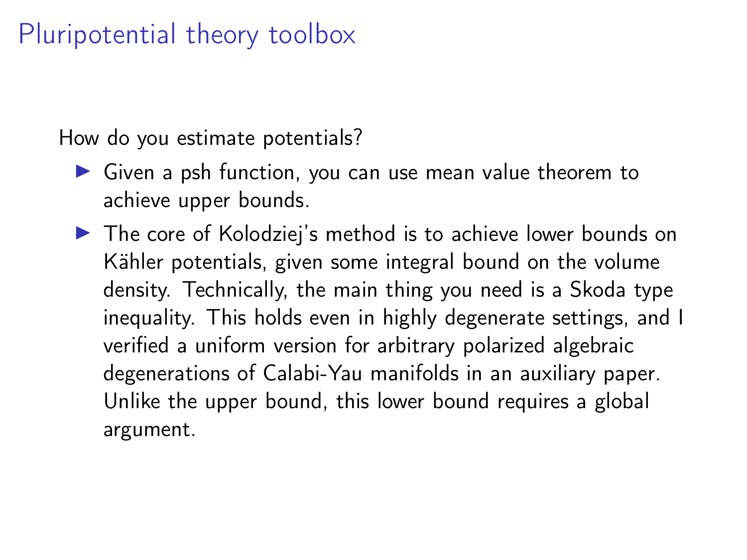# Pluripotential theory toolbox

How do you estimate potentials?

- Given a psh function, you can use mean value theorem to achieve upper bounds.
- The core of Kolodziej's method is to achieve lower bounds on Kähler potentials, given some integral bound on the volume density. Technically, the main thing you need is a Skoda type inequality. This holds even in highly degenerate settings, and I verified a uniform version for arbitrary polarized algebraic degenerations of Calabi-Yau manifolds in an auxiliary paper. Unlike the upper bound, this lower bound requires a global argument.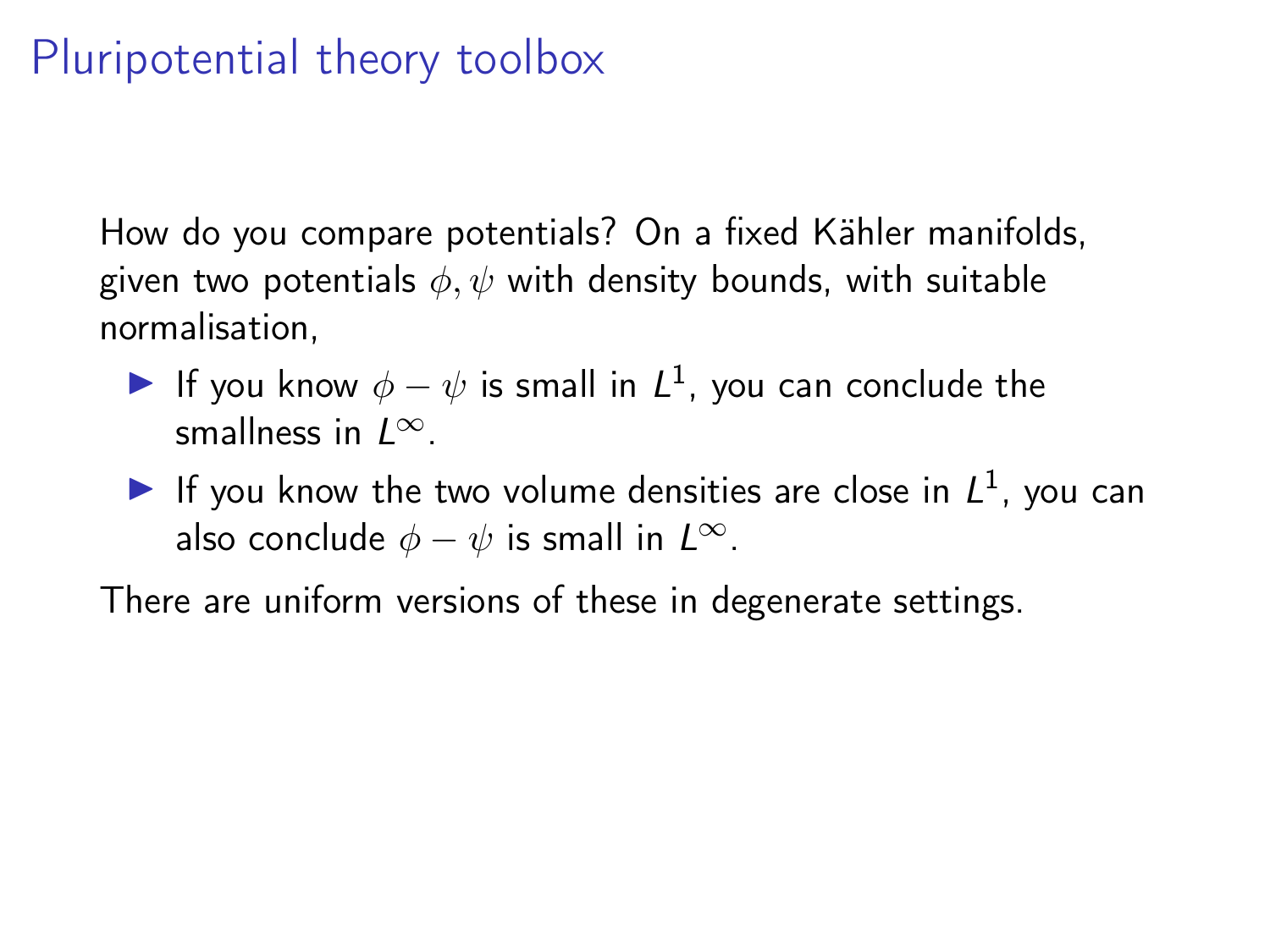# Pluripotential theory toolbox

How do you compare potentials? On a fixed Kähler manifolds, given two potentials $\phi, \psi$ with density bounds, with suitable normalisation,

- If you know $\phi - \psi$ is small in $L^1$, you can conclude the smallness in $L^\infty$.
- If you know the two volume densities are close in $L^1$, you can also conclude $\phi - \psi$ is small in $L^\infty$.

There are uniform versions of these in degenerate settings.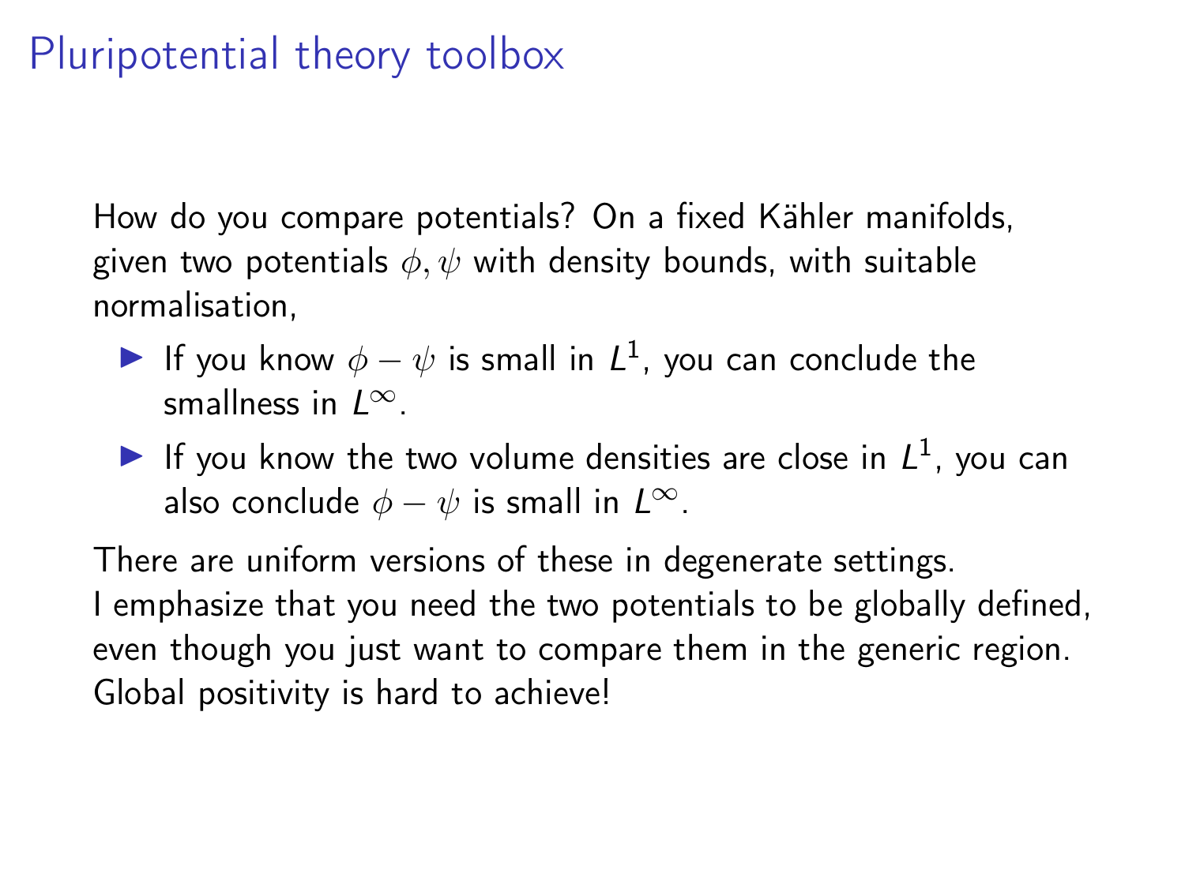# Pluripotential theory toolbox

How do you compare potentials? On a fixed Kähler manifolds, given two potentials $\phi, \psi$ with density bounds, with suitable normalisation,

- If you know $\phi - \psi$ is small in $L^1$, you can conclude the smallness in $L^\infty$.
- If you know the two volume densities are close in $L^1$, you can also conclude $\phi - \psi$ is small in $L^\infty$.

There are uniform versions of these in degenerate settings.
I emphasize that you need the two potentials to be globally defined, even though you just want to compare them in the generic region. Global positivity is hard to achieve!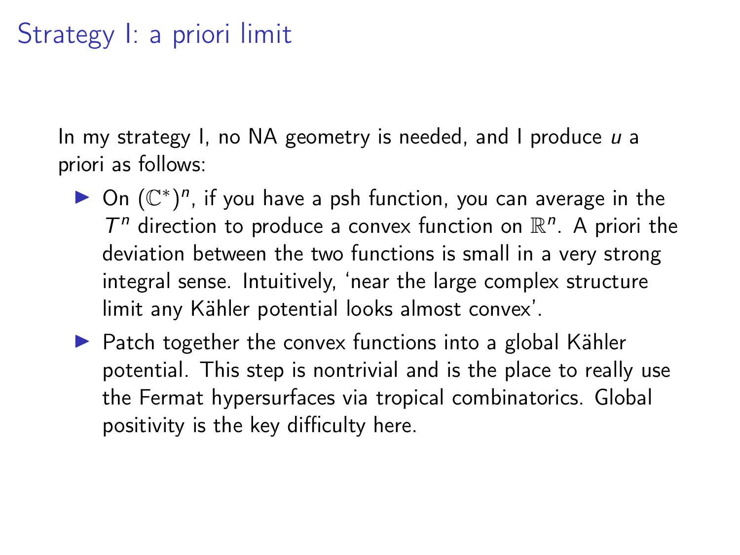# Strategy I: a priori limit

In my strategy I, no NA geometry is needed, and I produce $u$ a priori as follows:

- On $(\mathbb{C}^*)^n$, if you have a psh function, you can average in the $T^n$ direction to produce a convex function on $\mathbb{R}^n$. A priori the deviation between the two functions is small in a very strong integral sense. Intuitively, 'near the large complex structure limit any Kähler potential looks almost convex'.
- Patch together the convex functions into a global Kähler potential. This step is nontrivial and is the place to really use the Fermat hypersurfaces via tropical combinatorics. Global positivity is the key difficulty here.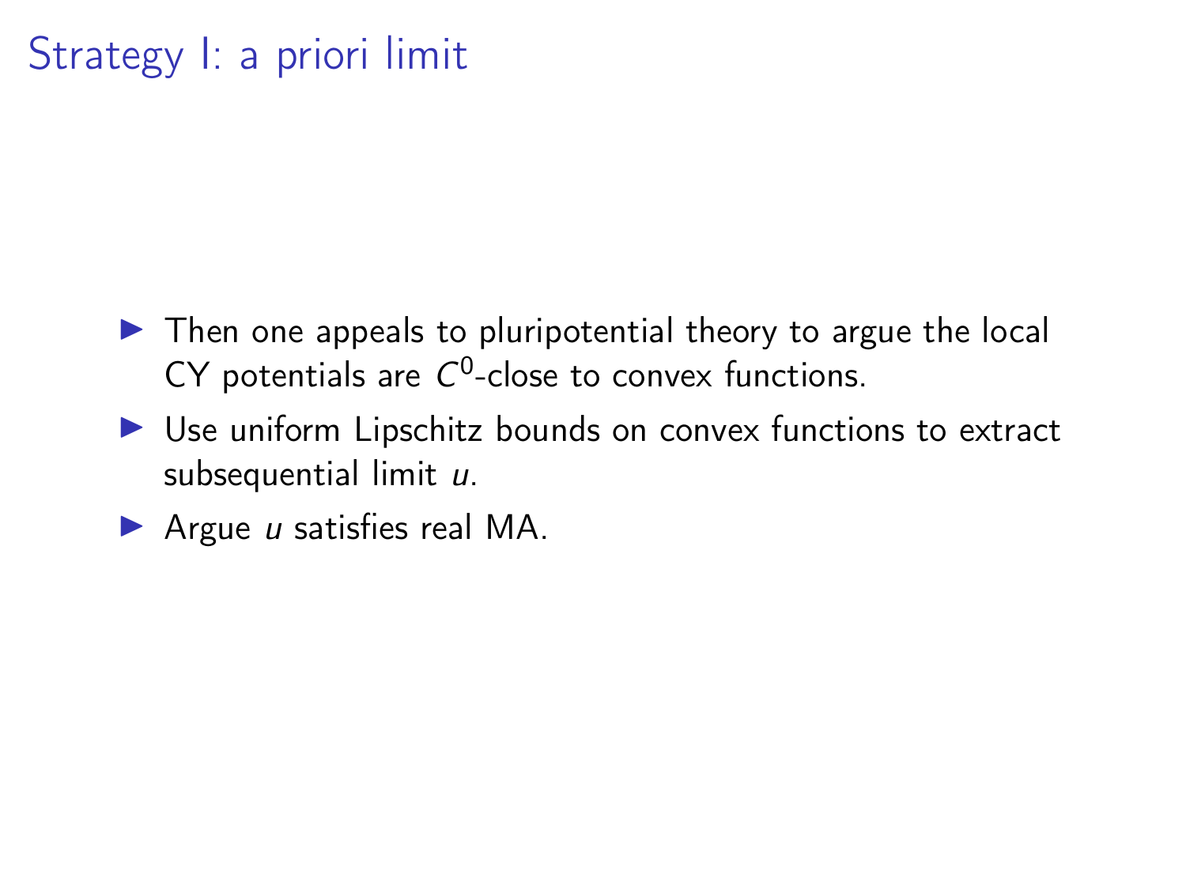# Strategy I: a priori limit

- Then one appeals to pluripotential theory to argue the local CY potentials are $C^0$-close to convex functions.
- Use uniform Lipschitz bounds on convex functions to extract subsequential limit $u$.
- Argue $u$ satisfies real MA.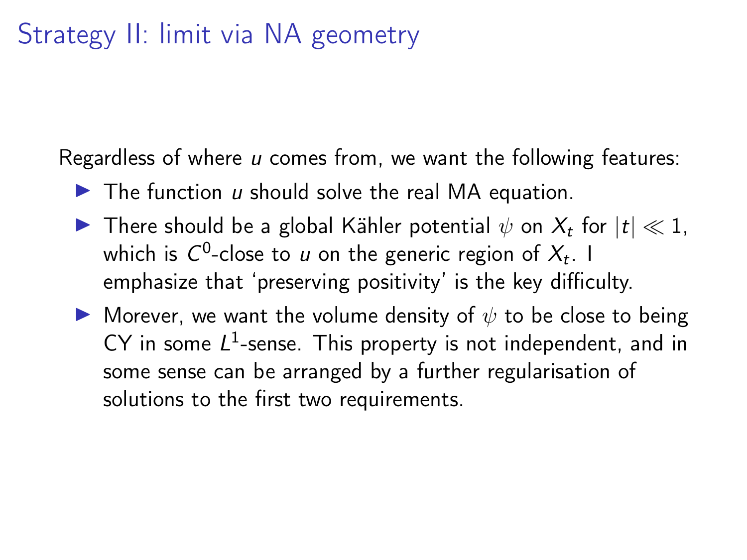# Strategy II: limit via NA geometry

Regardless of where $u$ comes from, we want the following features:

- The function $u$ should solve the real MA equation.
- There should be a global Kähler potential $\psi$ on $X_t$ for $|t| \ll 1$, which is $C^0$-close to $u$ on the generic region of $X_t$. I emphasize that 'preserving positivity' is the key difficulty.
- Morever, we want the volume density of $\psi$ to be close to being CY in some $L^1$-sense. This property is not independent, and in some sense can be arranged by a further regularisation of solutions to the first two requirements.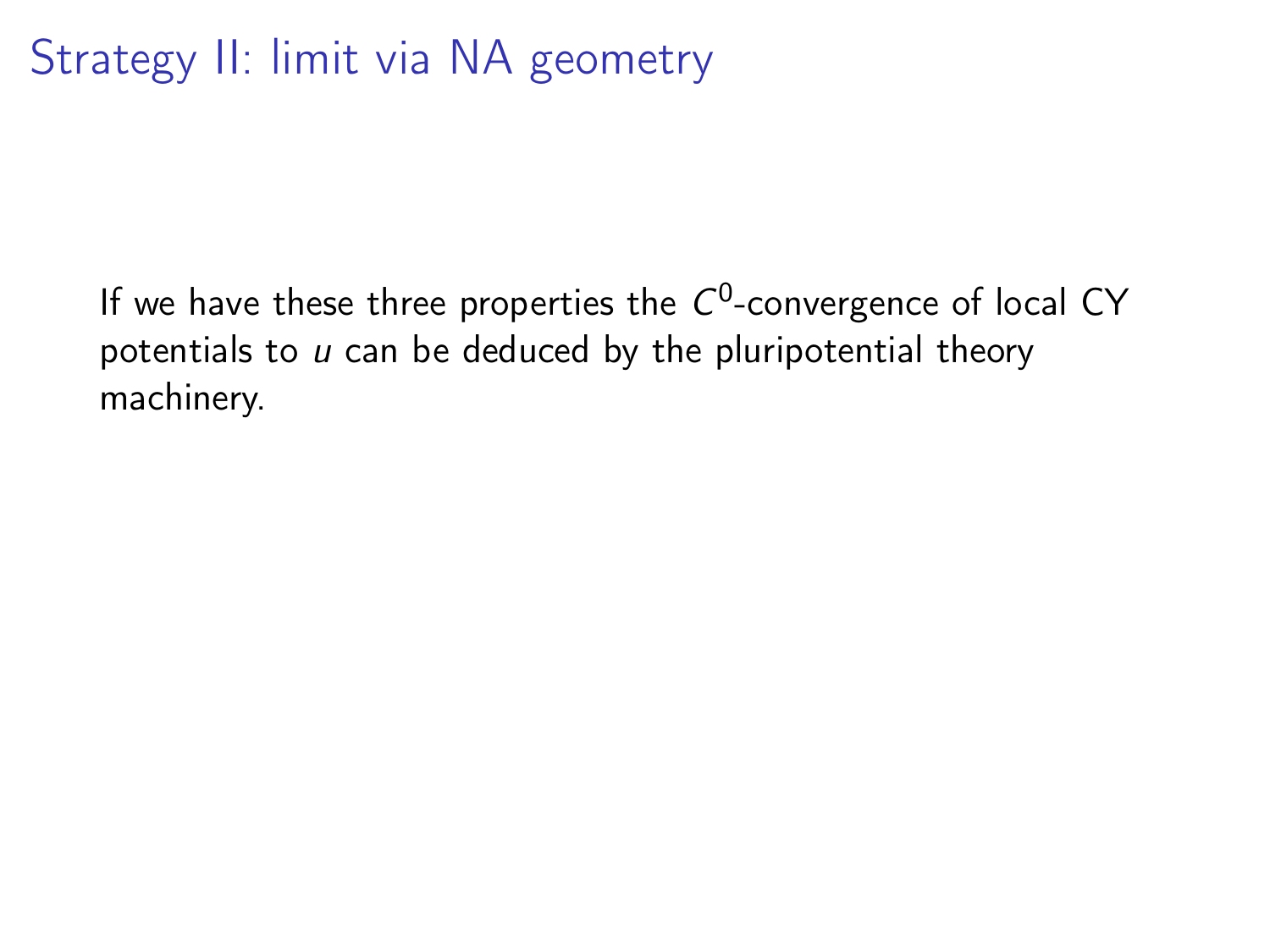# Strategy II: limit via NA geometry

If we have these three properties the $C^0$-convergence of local CY potentials to $u$ can be deduced by the pluripotential theory machinery.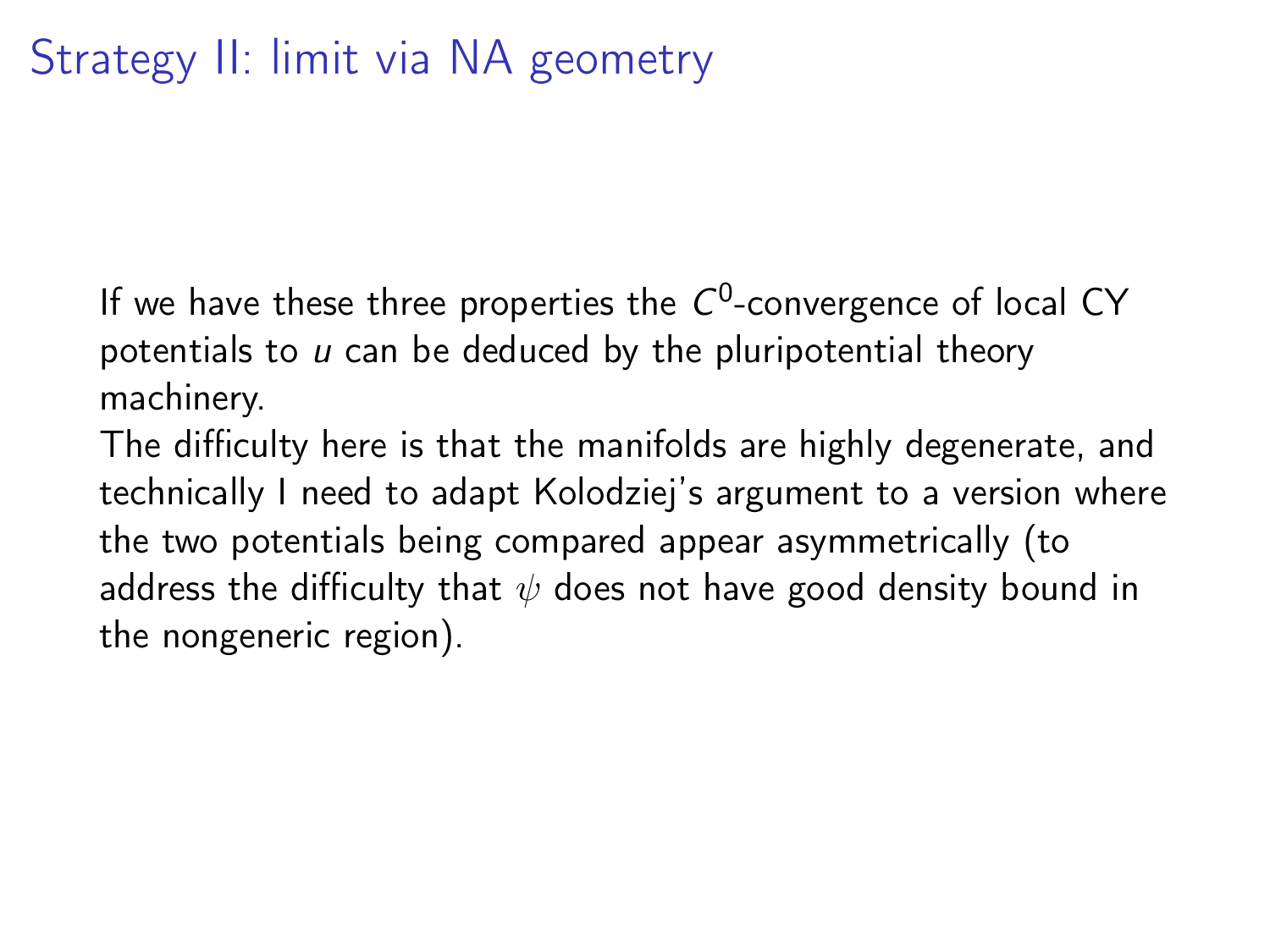# Strategy II: limit via NA geometry

If we have these three properties the $C^0$-convergence of local CY potentials to $u$ can be deduced by the pluripotential theory machinery.

The difficulty here is that the manifolds are highly degenerate, and technically I need to adapt Kolodziej's argument to a version where the two potentials being compared appear asymmetrically (to address the difficulty that $\psi$ does not have good density bound in the nongeneric region).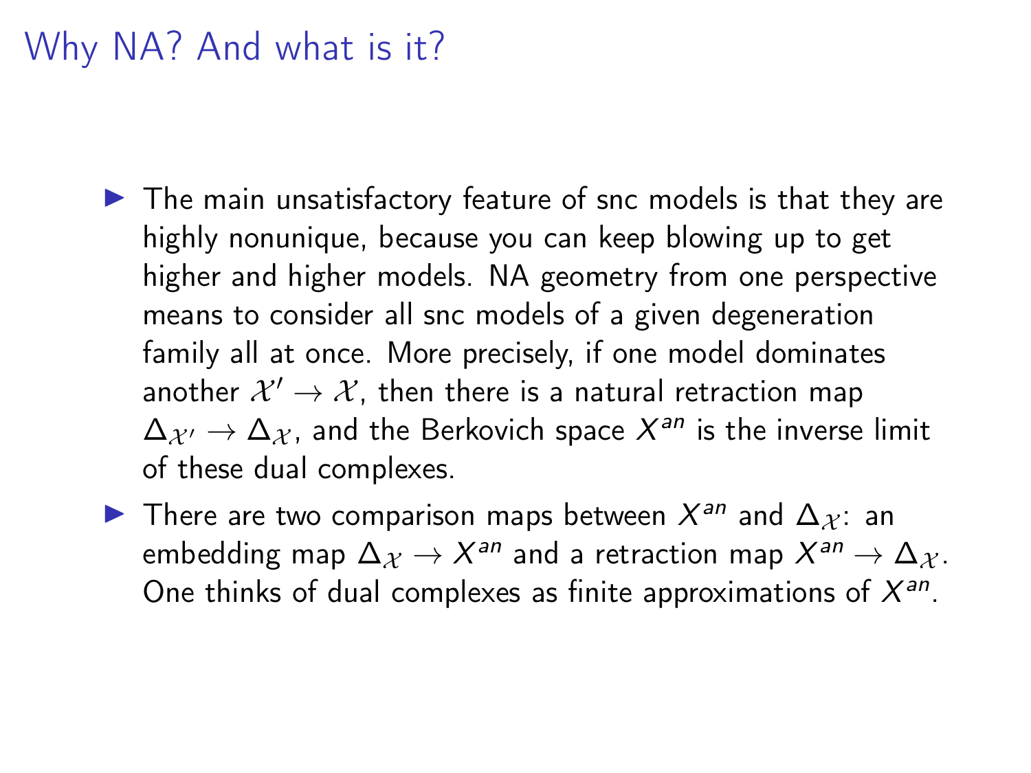# Why NA? And what is it?

- The main unsatisfactory feature of snc models is that they are highly nonunique, because you can keep blowing up to get higher and higher models. NA geometry from one perspective means to consider all snc models of a given degeneration family all at once. More precisely, if one model dominates another $\mathcal{X}' \to \mathcal{X}$, then there is a natural retraction map $\Delta_{\mathcal{X}'} \to \Delta_{\mathcal{X}}$, and the Berkovich space $X^{an}$ is the inverse limit of these dual complexes.
- There are two comparison maps between $X^{an}$ and $\Delta_{\mathcal{X}}$: an embedding map $\Delta_{\mathcal{X}} \to X^{an}$ and a retraction map $X^{an} \to \Delta_{\mathcal{X}}$. One thinks of dual complexes as finite approximations of $X^{an}$.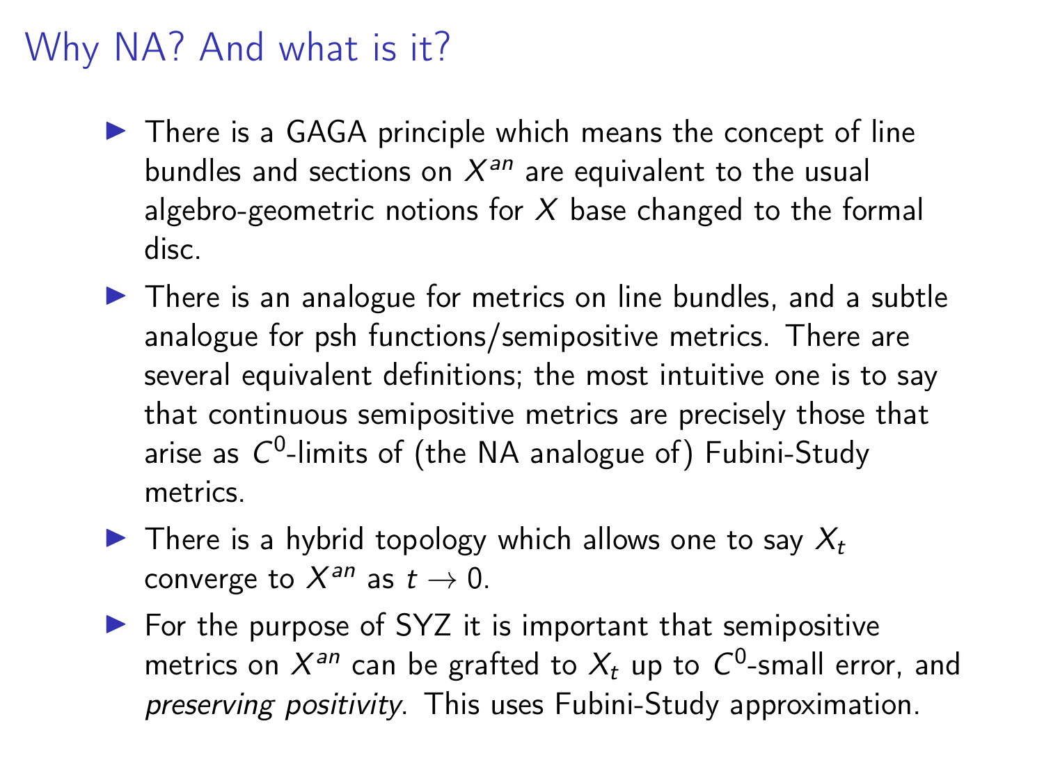# Why NA? And what is it?

- There is a GAGA principle which means the concept of line bundles and sections on $X^{an}$ are equivalent to the usual algebro-geometric notions for $X$ base changed to the formal disc.
- There is an analogue for metrics on line bundles, and a subtle analogue for psh functions/semipositive metrics. There are several equivalent definitions; the most intuitive one is to say that continuous semipositive metrics are precisely those that arise as $C^0$-limits of (the NA analogue of) Fubini-Study metrics.
- There is a hybrid topology which allows one to say $X_t$ converge to $X^{an}$ as $t \to 0$.
- For the purpose of SYZ it is important that semipositive metrics on $X^{an}$ can be grafted to $X_t$ up to $C^0$-small error, and *preserving positivity*. This uses Fubini-Study approximation.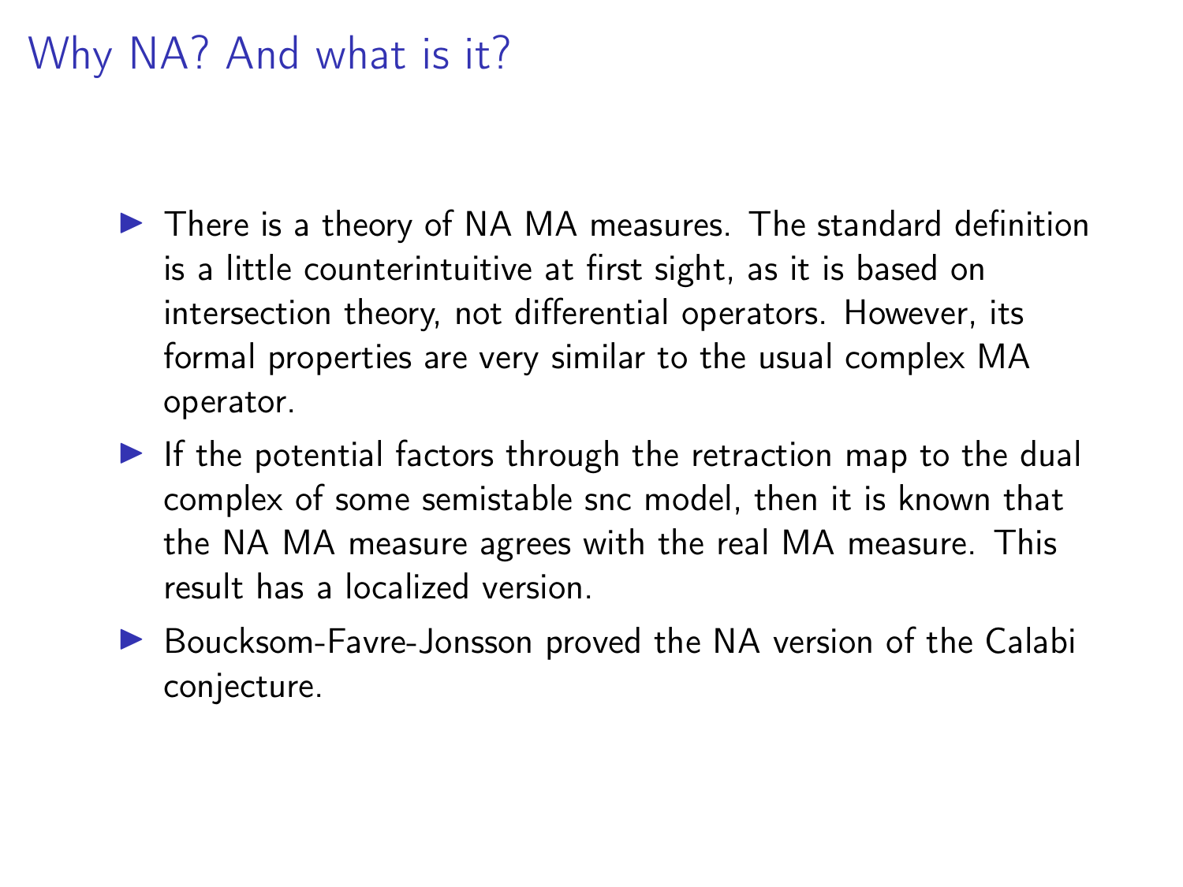# Why NA? And what is it?

- There is a theory of NA MA measures. The standard definition is a little counterintuitive at first sight, as it is based on intersection theory, not differential operators. However, its formal properties are very similar to the usual complex MA operator.
- If the potential factors through the retraction map to the dual complex of some semistable snc model, then it is known that the NA MA measure agrees with the real MA measure. This result has a localized version.
- Boucksom-Favre-Jonsson proved the NA version of the Calabi conjecture.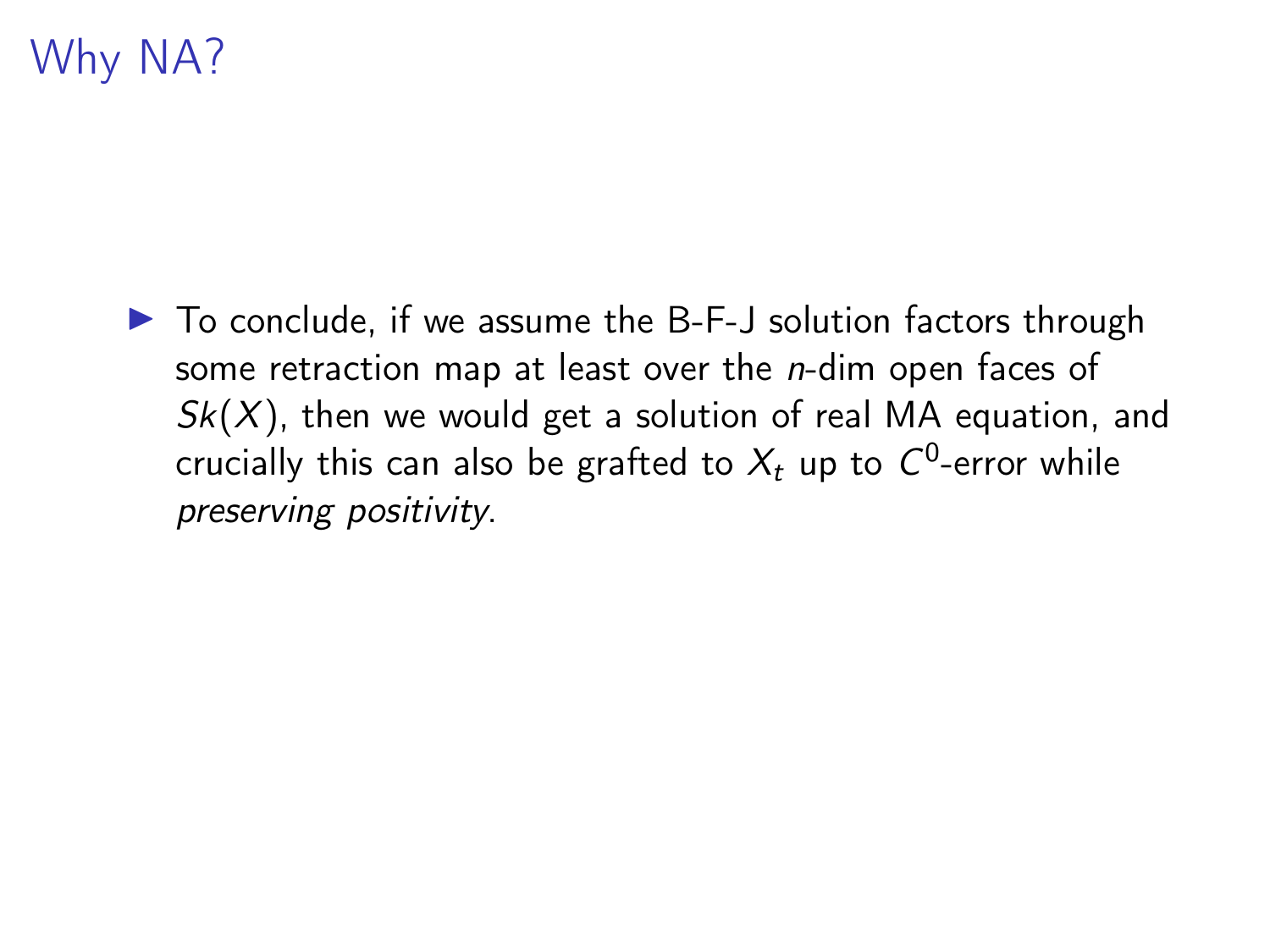# Why NA?

- To conclude, if we assume the B-F-J solution factors through some retraction map at least over the $n$-dim open faces of $Sk(X)$, then we would get a solution of real MA equation, and crucially this can also be grafted to $X_t$ up to $C^0$-error while *preserving positivity*.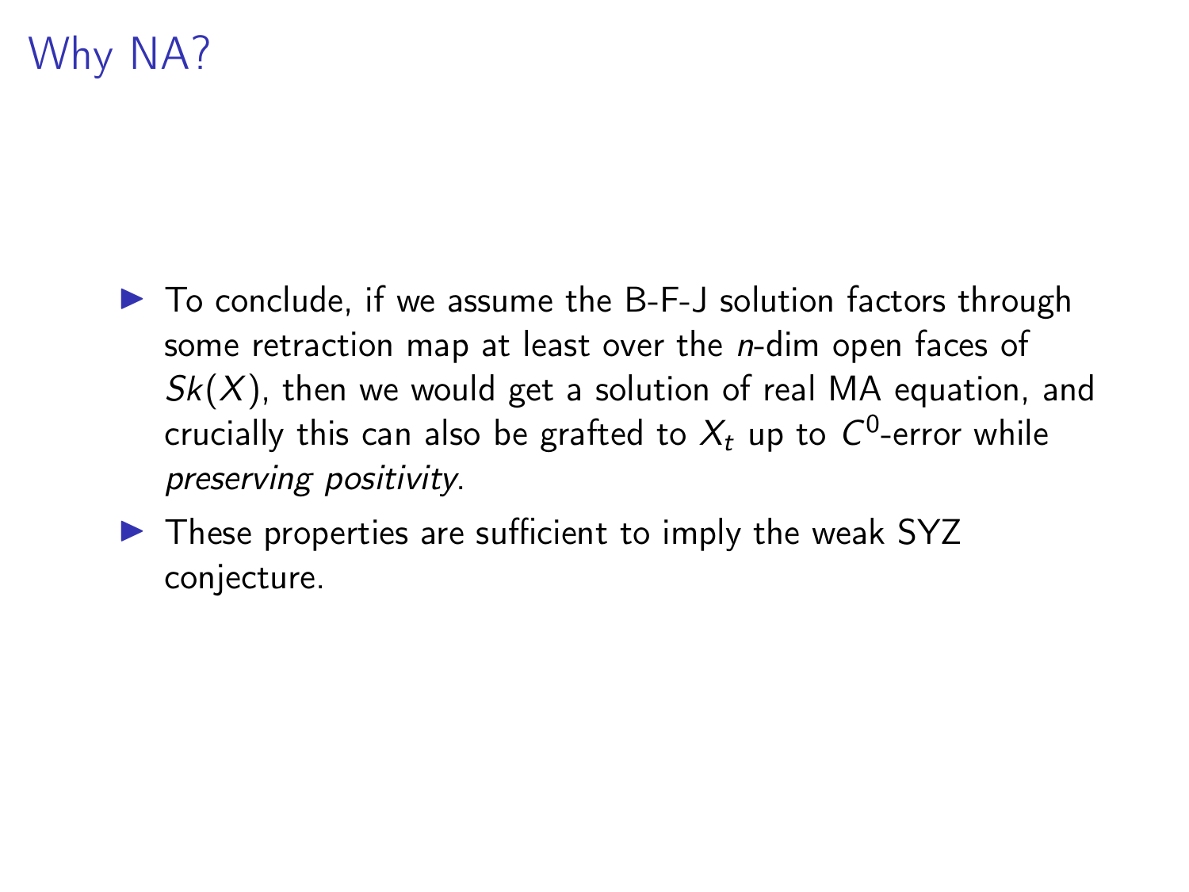# Why NA?

- To conclude, if we assume the B-F-J solution factors through some retraction map at least over the $n$-dim open faces of $Sk(X)$, then we would get a solution of real MA equation, and crucially this can also be grafted to $X_t$ up to $C^0$-error while *preserving positivity*.
- These properties are sufficient to imply the weak SYZ conjecture.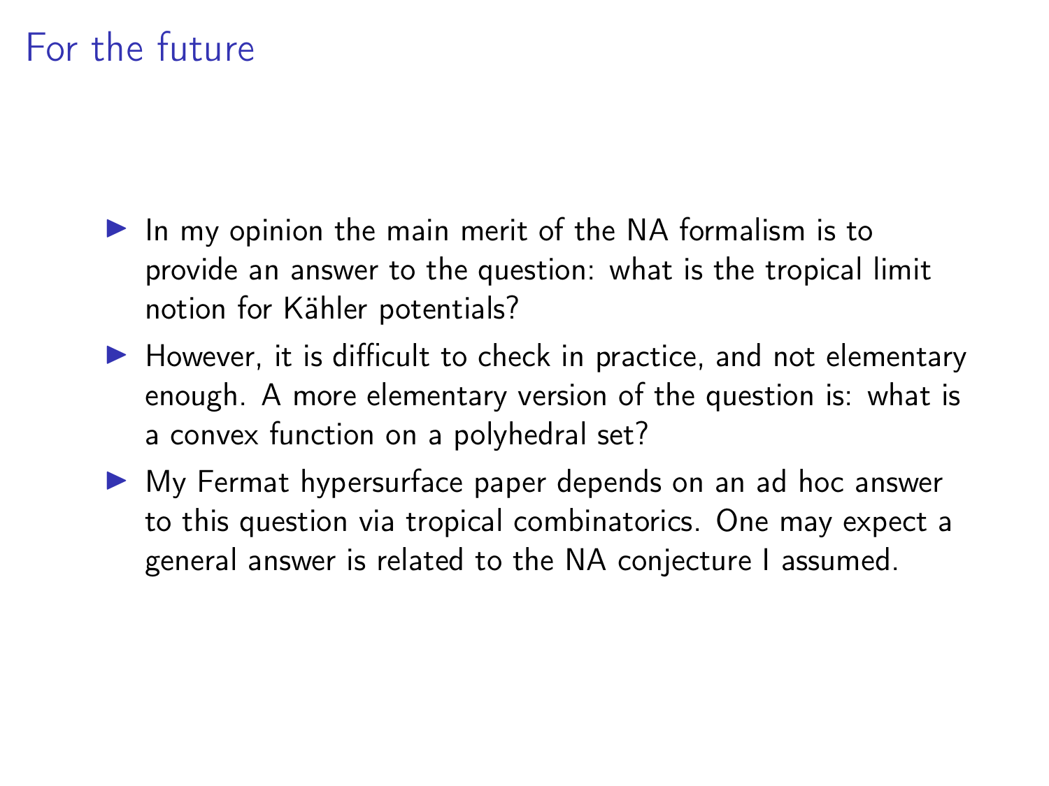# For the future

- In my opinion the main merit of the NA formalism is to provide an answer to the question: what is the tropical limit notion for Kähler potentials?
- However, it is difficult to check in practice, and not elementary enough. A more elementary version of the question is: what is a convex function on a polyhedral set?
- My Fermat hypersurface paper depends on an ad hoc answer to this question via tropical combinatorics. One may expect a general answer is related to the NA conjecture I assumed.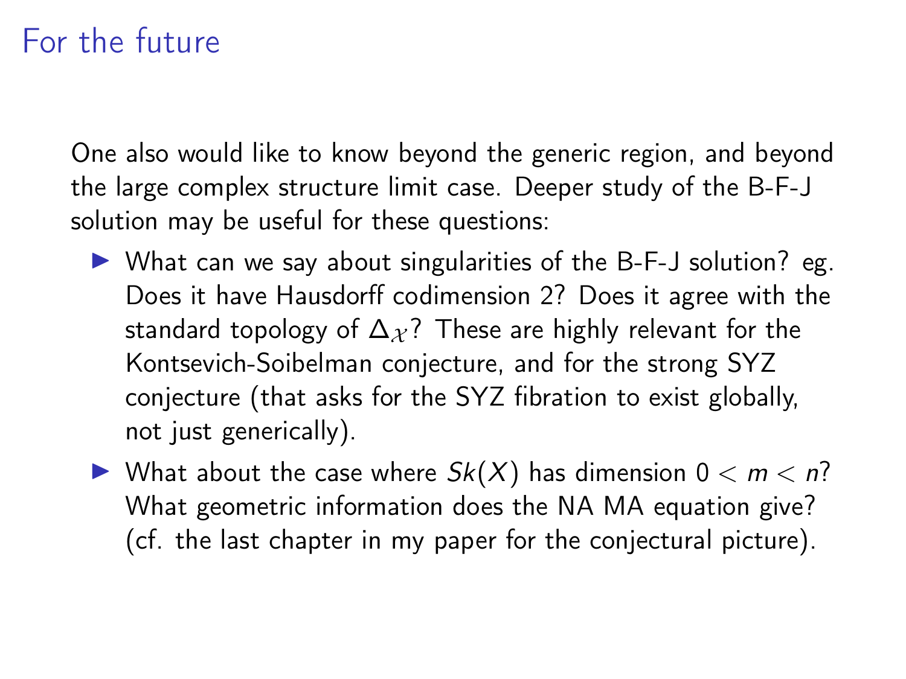# For the future

One also would like to know beyond the generic region, and beyond the large complex structure limit case. Deeper study of the B-F-J solution may be useful for these questions:

- What can we say about singularities of the B-F-J solution? eg. Does it have Hausdorff codimension 2? Does it agree with the standard topology of $\Delta_{\mathcal{X}}$? These are highly relevant for the Kontsevich-Soibelman conjecture, and for the strong SYZ conjecture (that asks for the SYZ fibration to exist globally, not just generically).
- What about the case where $Sk(X)$ has dimension $0 < m < n$? What geometric information does the NA MA equation give? (cf. the last chapter in my paper for the conjectural picture).